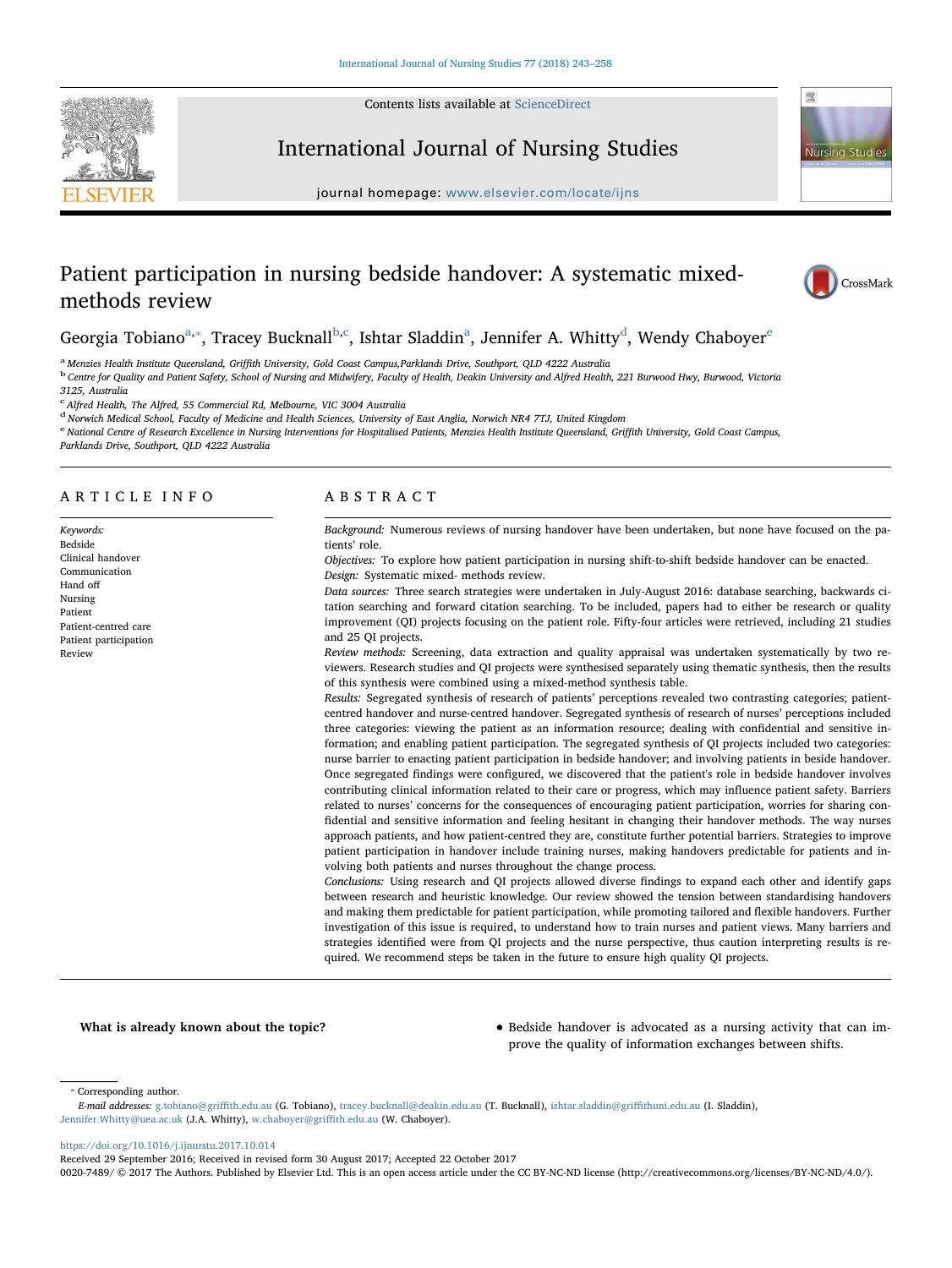# Patient participation in nursing bedside handover: A systematic mixed-methods review

Georgia Tobiano[a,*], Tracey Bucknall[b,c], Ishtar Sladdin[a], Jennifer A. Whitty[d], Wendy Chaboyer[e]

[a] Menzies Health Institute Queensland, Griffith University, Gold Coast Campus,Parklands Drive, Southport, QLD 4222 Australia
[b] Centre for Quality and Patient Safety, School of Nursing and Midwifery, Faculty of Health, Deakin University and Alfred Health, 221 Burwood Hwy, Burwood, Victoria 3125, Australia
[c] Alfred Health, The Alfred, 55 Commercial Rd, Melbourne, VIC 3004 Australia
[d] Norwich Medical School, Faculty of Medicine and Health Sciences, University of East Anglia, Norwich NR4 7TJ, United Kingdom
[e] National Centre of Research Excellence in Nursing Interventions for Hospitalised Patients, Menzies Health Institute Queensland, Griffith University, Gold Coast Campus, Parklands Drive, Southport, QLD 4222 Australia

## ARTICLE INFO

*Keywords:*
Bedside
Clinical handover
Communication
Hand off
Nursing
Patient
Patient-centred care
Patient participation
Review

## ABSTRACT

*Background:* Numerous reviews of nursing handover have been undertaken, but none have focused on the patients' role.

*Objectives:* To explore how patient participation in nursing shift-to-shift bedside handover can be enacted.

*Design:* Systematic mixed- methods review.

*Data sources:* Three search strategies were undertaken in July-August 2016: database searching, backwards citation searching and forward citation searching. To be included, papers had to either be research or quality improvement (QI) projects focusing on the patient role. Fifty-four articles were retrieved, including 21 studies and 25 QI projects.

*Review methods:* Screening, data extraction and quality appraisal was undertaken systematically by two reviewers. Research studies and QI projects were synthesised separately using thematic synthesis, then the results of this synthesis were combined using a mixed-method synthesis table.

*Results:* Segregated synthesis of research of patients' perceptions revealed two contrasting categories; patient-centred handover and nurse-centred handover. Segregated synthesis of research of nurses' perceptions included three categories: viewing the patient as an information resource; dealing with confidential and sensitive information; and enabling patient participation. The segregated synthesis of QI projects included two categories: nurse barrier to enacting patient participation in bedside handover; and involving patients in beside handover. Once segregated findings were configured, we discovered that the patient's role in bedside handover involves contributing clinical information related to their care or progress, which may influence patient safety. Barriers related to nurses' concerns for the consequences of encouraging patient participation, worries for sharing confidential and sensitive information and feeling hesitant in changing their handover methods. The way nurses approach patients, and how patient-centred they are, constitute further potential barriers. Strategies to improve patient participation in handover include training nurses, making handovers predictable for patients and involving both patients and nurses throughout the change process.

*Conclusions:* Using research and QI projects allowed diverse findings to expand each other and identify gaps between research and heuristic knowledge. Our review showed the tension between standardising handovers and making them predictable for patient participation, while promoting tailored and flexible handovers. Further investigation of this issue is required, to understand how to train nurses and patient views. Many barriers and strategies identified were from QI projects and the nurse perspective, thus caution interpreting results is required. We recommend steps be taken in the future to ensure high quality QI projects.

**What is already known about the topic?**

- Bedside handover is advocated as a nursing activity that can improve the quality of information exchanges between shifts.

* Corresponding author.
*E-mail addresses:* g.tobiano@griffith.edu.au (G. Tobiano), tracey.bucknall@deakin.edu.au (T. Bucknall), ishtar.sladdin@griffithuni.edu.au (I. Sladdin), Jennifer.Whitty@uea.ac.uk (J.A. Whitty), w.chaboyer@griffith.edu.au (W. Chaboyer).

https://doi.org/10.1016/j.ijnurstu.2017.10.014
Received 29 September 2016; Received in revised form 30 August 2017; Accepted 22 October 2017
0020-7489/ © 2017 The Authors. Published by Elsevier Ltd. This is an open access article under the CC BY-NC-ND license (http://creativecommons.org/licenses/BY-NC-ND/4.0/).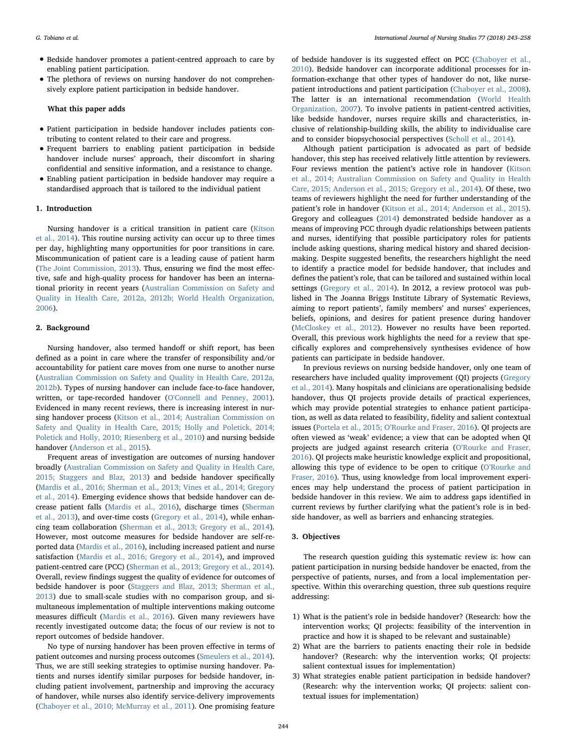- Bedside handover promotes a patient-centred approach to care by enabling patient participation.
- The plethora of reviews on nursing handover do not comprehensively explore patient participation in bedside handover.

**What this paper adds**

- Patient participation in bedside handover includes patients contributing to content related to their care and progress.
- Frequent barriers to enabling patient participation in bedside handover include nurses' approach, their discomfort in sharing confidential and sensitive information, and a resistance to change.
- Enabling patient participation in bedside handover may require a standardised approach that is tailored to the individual patient

## 1. Introduction

Nursing handover is a critical transition in patient care (Kitson et al., 2014). This routine nursing activity can occur up to three times per day, highlighting many opportunities for poor transitions in care. Miscommunication of patient care is a leading cause of patient harm (The Joint Commission, 2013). Thus, ensuring we find the most effective, safe and high-quality process for handover has been an international priority in recent years (Australian Commission on Safety and Quality in Health Care, 2012a, 2012b; World Health Organization, 2006).

## 2. Background

Nursing handover, also termed handoff or shift report, has been defined as a point in care where the transfer of responsibility and/or accountability for patient care moves from one nurse to another nurse (Australian Commission on Safety and Quality in Health Care, 2012a, 2012b). Types of nursing handover can include face-to-face handover, written, or tape-recorded handover (O'Connell and Penney, 2001). Evidenced in many recent reviews, there is increasing interest in nursing handover process (Kitson et al., 2014; Australian Commission on Safety and Quality in Health Care, 2015; Holly and Poletick, 2014; Poletick and Holly, 2010; Riesenberg et al., 2010) and nursing bedside handover (Anderson et al., 2015).

Frequent areas of investigation are outcomes of nursing handover broadly (Australian Commission on Safety and Quality in Health Care, 2015; Staggers and Blaz, 2013) and bedside handover specifically (Mardis et al., 2016; Sherman et al., 2013; Vines et al., 2014; Gregory et al., 2014). Emerging evidence shows that bedside handover can decrease patient falls (Mardis et al., 2016), discharge times (Sherman et al., 2013), and over-time costs (Gregory et al., 2014), while enhancing team collaboration (Sherman et al., 2013; Gregory et al., 2014). However, most outcome measures for bedside handover are self-reported data (Mardis et al., 2016), including increased patient and nurse satisfaction (Mardis et al., 2016; Gregory et al., 2014), and improved patient-centred care (PCC) (Sherman et al., 2013; Gregory et al., 2014). Overall, review findings suggest the quality of evidence for outcomes of bedside handover is poor (Staggers and Blaz, 2013; Sherman et al., 2013) due to small-scale studies with no comparison group, and simultaneous implementation of multiple interventions making outcome measures difficult (Mardis et al., 2016). Given many reviewers have recently investigated outcome data; the focus of our review is not to report outcomes of bedside handover.

No type of nursing handover has been proven effective in terms of patient outcomes and nursing process outcomes (Smeulers et al., 2014). Thus, we are still seeking strategies to optimise nursing handover. Patients and nurses identify similar purposes for bedside handover, including patient involvement, partnership and improving the accuracy of handover, while nurses also identify service-delivery improvements (Chaboyer et al., 2010; McMurray et al., 2011). One promising feature of bedside handover is its suggested effect on PCC (Chaboyer et al., 2010). Bedside handover can incorporate additional processes for information-exchange that other types of handover do not, like nurse-patient introductions and patient participation (Chaboyer et al., 2008). The latter is an international recommendation (World Health Organization, 2007). To involve patients in patient-centred activities, like bedside handover, nurses require skills and characteristics, inclusive of relationship-building skills, the ability to individualise care and to consider biopsychosocial perspectives (Scholl et al., 2014).

Although patient participation is advocated as part of bedside handover, this step has received relatively little attention by reviewers. Four reviews mention the patient's active role in handover (Kitson et al., 2014; Australian Commission on Safety and Quality in Health Care, 2015; Anderson et al., 2015; Gregory et al., 2014). Of these, two teams of reviewers highlight the need for further understanding of the patient's role in handover (Kitson et al., 2014; Anderson et al., 2015). Gregory and colleagues (2014) demonstrated bedside handover as a means of improving PCC through dyadic relationships between patients and nurses, identifying that possible participatory roles for patients include asking questions, sharing medical history and shared decision-making. Despite suggested benefits, the researchers highlight the need to identify a practice model for bedside handover, that includes and defines the patient's role, that can be tailored and sustained within local settings (Gregory et al., 2014). In 2012, a review protocol was published in The Joanna Briggs Institute Library of Systematic Reviews, aiming to report patients', family members' and nurses' experiences, beliefs, opinions, and desires for patient presence during handover (McCloskey et al., 2012). However no results have been reported. Overall, this previous work highlights the need for a review that specifically explores and comprehensively synthesises evidence of how patients can participate in bedside handover.

In previous reviews on nursing bedside handover, only one team of researchers have included quality improvement (QI) projects (Gregory et al., 2014). Many hospitals and clinicians are operationalising bedside handover, thus QI projects provide details of practical experiences, which may provide potential strategies to enhance patient participation, as well as data related to feasibility, fidelity and salient contextual issues (Portela et al., 2015; O'Rourke and Fraser, 2016). QI projects are often viewed as 'weak' evidence; a view that can be adopted when QI projects are judged against research criteria (O'Rourke and Fraser, 2016). QI projects make heuristic knowledge explicit and propositional, allowing this type of evidence to be open to critique (O'Rourke and Fraser, 2016). Thus, using knowledge from local improvement experiences may help understand the process of patient participation in bedside handover in this review. We aim to address gaps identified in current reviews by further clarifying what the patient's role is in bedside handover, as well as barriers and enhancing strategies.

## 3. Objectives

The research question guiding this systematic review is: how can patient participation in nursing bedside handover be enacted, from the perspective of patients, nurses, and from a local implementation perspective. Within this overarching question, three sub questions require addressing:

1) What is the patient's role in bedside handover? (Research: how the intervention works; QI projects: feasibility of the intervention in practice and how it is shaped to be relevant and sustainable)
2) What are the barriers to patients enacting their role in bedside handover? (Research: why the intervention works; QI projects: salient contextual issues for implementation)
3) What strategies enable patient participation in bedside handover? (Research: why the intervention works; QI projects: salient contextual issues for implementation)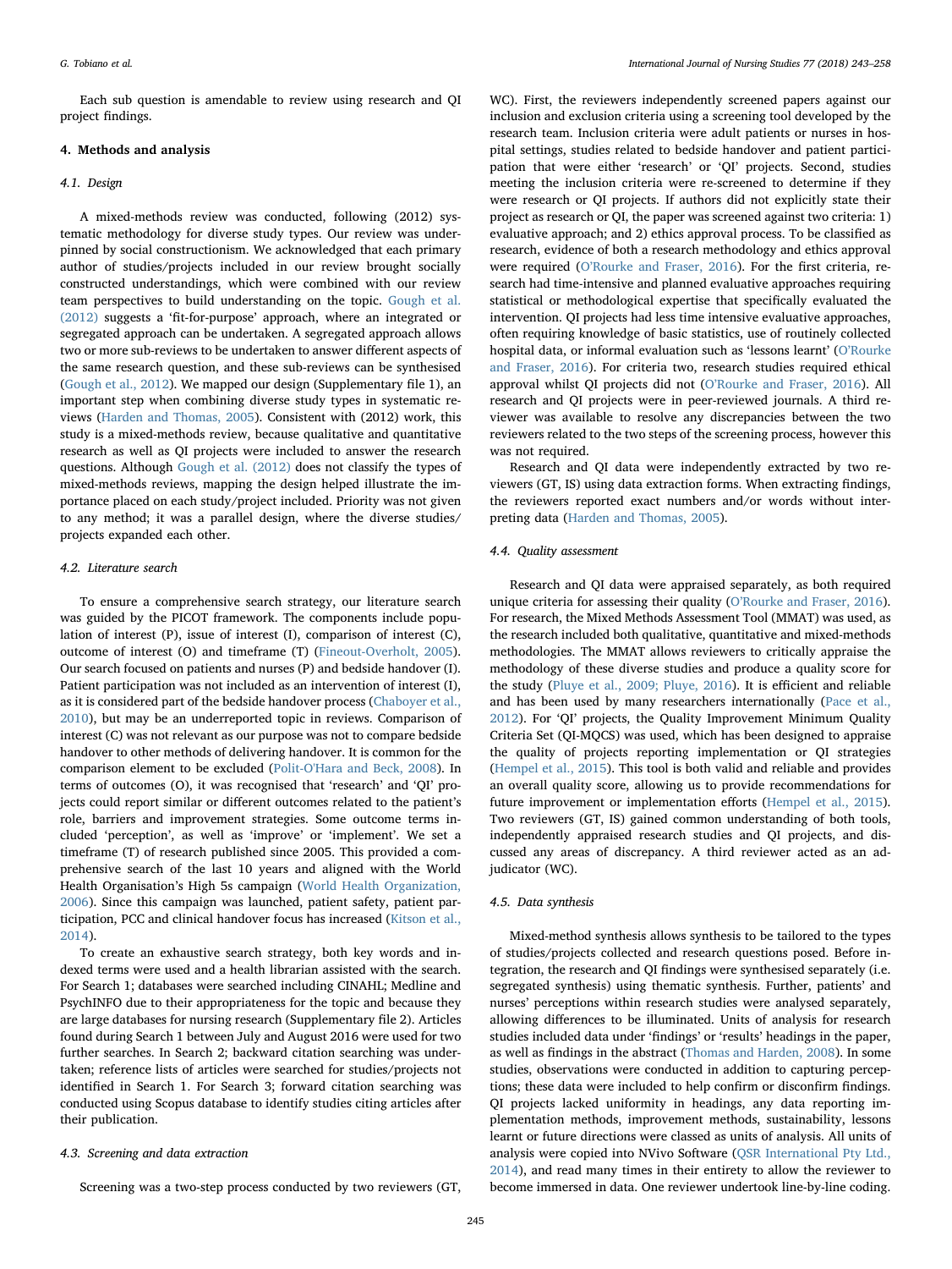Each sub question is amendable to review using research and QI project findings.

## 4. Methods and analysis

### 4.1. Design

A mixed-methods review was conducted, following (2012) systematic methodology for diverse study types. Our review was underpinned by social constructionism. We acknowledged that each primary author of studies/projects included in our review brought socially constructed understandings, which were combined with our review team perspectives to build understanding on the topic. Gough et al. (2012) suggests a 'fit-for-purpose' approach, where an integrated or segregated approach can be undertaken. A segregated approach allows two or more sub-reviews to be undertaken to answer different aspects of the same research question, and these sub-reviews can be synthesised (Gough et al., 2012). We mapped our design (Supplementary file 1), an important step when combining diverse study types in systematic reviews (Harden and Thomas, 2005). Consistent with (2012) work, this study is a mixed-methods review, because qualitative and quantitative research as well as QI projects were included to answer the research questions. Although Gough et al. (2012) does not classify the types of mixed-methods reviews, mapping the design helped illustrate the importance placed on each study/project included. Priority was not given to any method; it was a parallel design, where the diverse studies/projects expanded each other.

### 4.2. Literature search

To ensure a comprehensive search strategy, our literature search was guided by the PICOT framework. The components include population of interest (P), issue of interest (I), comparison of interest (C), outcome of interest (O) and timeframe (T) (Fineout-Overholt, 2005). Our search focused on patients and nurses (P) and bedside handover (I). Patient participation was not included as an intervention of interest (I), as it is considered part of the bedside handover process (Chaboyer et al., 2010), but may be an underreported topic in reviews. Comparison of interest (C) was not relevant as our purpose was not to compare bedside handover to other methods of delivering handover. It is common for the comparison element to be excluded (Polit-O'Hara and Beck, 2008). In terms of outcomes (O), it was recognised that 'research' and 'QI' projects could report similar or different outcomes related to the patient's role, barriers and improvement strategies. Some outcome terms included 'perception', as well as 'improve' or 'implement'. We set a timeframe (T) of research published since 2005. This provided a comprehensive search of the last 10 years and aligned with the World Health Organisation's High 5s campaign (World Health Organization, 2006). Since this campaign was launched, patient safety, patient participation, PCC and clinical handover focus has increased (Kitson et al., 2014).

To create an exhaustive search strategy, both key words and indexed terms were used and a health librarian assisted with the search. For Search 1; databases were searched including CINAHL; Medline and PsychINFO due to their appropriateness for the topic and because they are large databases for nursing research (Supplementary file 2). Articles found during Search 1 between July and August 2016 were used for two further searches. In Search 2; backward citation searching was undertaken; reference lists of articles were searched for studies/projects not identified in Search 1. For Search 3; forward citation searching was conducted using Scopus database to identify studies citing articles after their publication.

### 4.3. Screening and data extraction

Screening was a two-step process conducted by two reviewers (GT, WC). First, the reviewers independently screened papers against our inclusion and exclusion criteria using a screening tool developed by the research team. Inclusion criteria were adult patients or nurses in hospital settings, studies related to bedside handover and patient participation that were either 'research' or 'QI' projects. Second, studies meeting the inclusion criteria were re-screened to determine if they were research or QI projects. If authors did not explicitly state their project as research or QI, the paper was screened against two criteria: 1) evaluative approach; and 2) ethics approval process. To be classified as research, evidence of both a research methodology and ethics approval were required (O'Rourke and Fraser, 2016). For the first criteria, research had time-intensive and planned evaluative approaches requiring statistical or methodological expertise that specifically evaluated the intervention. QI projects had less time intensive evaluative approaches, often requiring knowledge of basic statistics, use of routinely collected hospital data, or informal evaluation such as 'lessons learnt' (O'Rourke and Fraser, 2016). For criteria two, research studies required ethical approval whilst QI projects did not (O'Rourke and Fraser, 2016). All research and QI projects were in peer-reviewed journals. A third reviewer was available to resolve any discrepancies between the two reviewers related to the two steps of the screening process, however this was not required.

Research and QI data were independently extracted by two reviewers (GT, IS) using data extraction forms. When extracting findings, the reviewers reported exact numbers and/or words without interpreting data (Harden and Thomas, 2005).

### 4.4. Quality assessment

Research and QI data were appraised separately, as both required unique criteria for assessing their quality (O'Rourke and Fraser, 2016). For research, the Mixed Methods Assessment Tool (MMAT) was used, as the research included both qualitative, quantitative and mixed-methods methodologies. The MMAT allows reviewers to critically appraise the methodology of these diverse studies and produce a quality score for the study (Pluye et al., 2009; Pluye, 2016). It is efficient and reliable and has been used by many researchers internationally (Pace et al., 2012). For 'QI' projects, the Quality Improvement Minimum Quality Criteria Set (QI-MQCS) was used, which has been designed to appraise the quality of projects reporting implementation or QI strategies (Hempel et al., 2015). This tool is both valid and reliable and provides an overall quality score, allowing us to provide recommendations for future improvement or implementation efforts (Hempel et al., 2015). Two reviewers (GT, IS) gained common understanding of both tools, independently appraised research studies and QI projects, and discussed any areas of discrepancy. A third reviewer acted as an adjudicator (WC).

### 4.5. Data synthesis

Mixed-method synthesis allows synthesis to be tailored to the types of studies/projects collected and research questions posed. Before integration, the research and QI findings were synthesised separately (i.e. segregated synthesis) using thematic synthesis. Further, patients' and nurses' perceptions within research studies were analysed separately, allowing differences to be illuminated. Units of analysis for research studies included data under 'findings' or 'results' headings in the paper, as well as findings in the abstract (Thomas and Harden, 2008). In some studies, observations were conducted in addition to capturing perceptions; these data were included to help confirm or disconfirm findings. QI projects lacked uniformity in headings, any data reporting implementation methods, improvement methods, sustainability, lessons learnt or future directions were classed as units of analysis. All units of analysis were copied into NVivo Software (QSR International Pty Ltd., 2014), and read many times in their entirety to allow the reviewer to become immersed in data. One reviewer undertook line-by-line coding.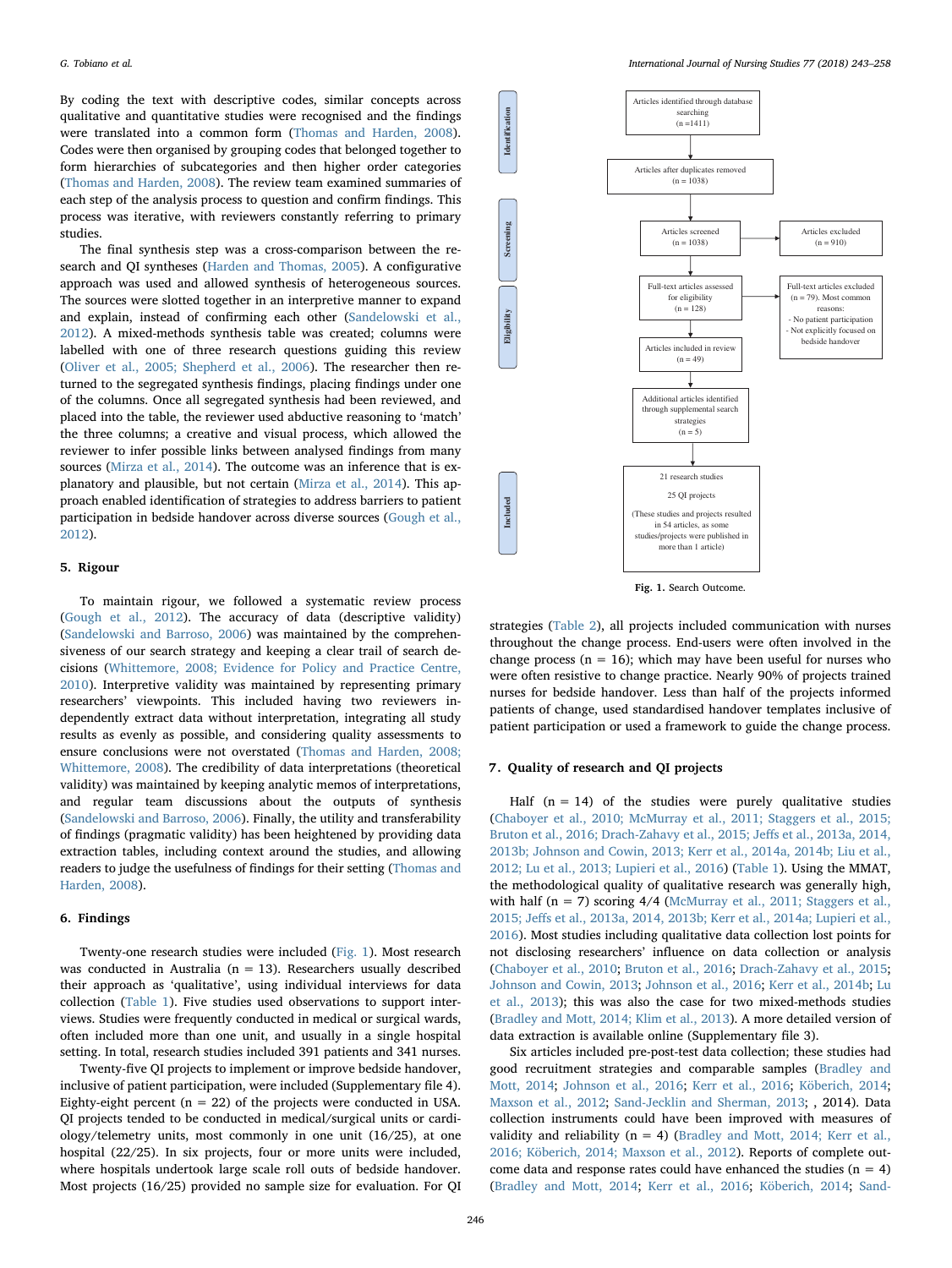By coding the text with descriptive codes, similar concepts across qualitative and quantitative studies were recognised and the findings were translated into a common form (Thomas and Harden, 2008). Codes were then organised by grouping codes that belonged together to form hierarchies of subcategories and then higher order categories (Thomas and Harden, 2008). The review team examined summaries of each step of the analysis process to question and confirm findings. This process was iterative, with reviewers constantly referring to primary studies.

The final synthesis step was a cross-comparison between the research and QI syntheses (Harden and Thomas, 2005). A configurative approach was used and allowed synthesis of heterogeneous sources. The sources were slotted together in an interpretive manner to expand and explain, instead of confirming each other (Sandelowski et al., 2012). A mixed-methods synthesis table was created; columns were labelled with one of three research questions guiding this review (Oliver et al., 2005; Shepherd et al., 2006). The researcher then returned to the segregated synthesis findings, placing findings under one of the columns. Once all segregated synthesis had been reviewed, and placed into the table, the reviewer used abductive reasoning to 'match' the three columns; a creative and visual process, which allowed the reviewer to infer possible links between analysed findings from many sources (Mirza et al., 2014). The outcome was an inference that is explanatory and plausible, but not certain (Mirza et al., 2014). This approach enabled identification of strategies to address barriers to patient participation in bedside handover across diverse sources (Gough et al., 2012).

## 5. Rigour

To maintain rigour, we followed a systematic review process (Gough et al., 2012). The accuracy of data (descriptive validity) (Sandelowski and Barroso, 2006) was maintained by the comprehensiveness of our search strategy and keeping a clear trail of search decisions (Whittemore, 2008; Evidence for Policy and Practice Centre, 2010). Interpretive validity was maintained by representing primary researchers' viewpoints. This included having two reviewers independently extract data without interpretation, integrating all study results as evenly as possible, and considering quality assessments to ensure conclusions were not overstated (Thomas and Harden, 2008; Whittemore, 2008). The credibility of data interpretations (theoretical validity) was maintained by keeping analytic memos of interpretations, and regular team discussions about the outputs of synthesis (Sandelowski and Barroso, 2006). Finally, the utility and transferability of findings (pragmatic validity) has been heightened by providing data extraction tables, including context around the studies, and allowing readers to judge the usefulness of findings for their setting (Thomas and Harden, 2008).

## 6. Findings

Twenty-one research studies were included (Fig. 1). Most research was conducted in Australia (n = 13). Researchers usually described their approach as 'qualitative', using individual interviews for data collection (Table 1). Five studies used observations to support interviews. Studies were frequently conducted in medical or surgical wards, often included more than one unit, and usually in a single hospital setting. In total, research studies included 391 patients and 341 nurses.

Twenty-five QI projects to implement or improve bedside handover, inclusive of patient participation, were included (Supplementary file 4). Eighty-eight percent (n = 22) of the projects were conducted in USA. QI projects tended to be conducted in medical/surgical units or cardiology/telemetry units, most commonly in one unit (16/25), at one hospital (22/25). In six projects, four or more units were included, where hospitals undertook large scale roll outs of bedside handover. Most projects (16/25) provided no sample size for evaluation. For QI

**Identification**

Articles identified through database searching (n = 1411)

↓

Articles after duplicates removed (n = 1038)

**Screening**

Articles screened (n = 1038) → Articles excluded (n = 910)

**Eligibility**

Full-text articles assessed for eligibility (n = 128) → Full-text articles excluded (n = 79). Most common reasons:
- No patient participation
- Not explicitly focused on bedside handover

↓

Articles included in review (n = 49)

↓

Additional articles identified through supplemental search strategies (n = 5)

**Included**

21 research studies

25 QI projects

(These studies and projects resulted in 54 articles, as some studies/projects were published in more than 1 article)

**Fig. 1.** Search Outcome.

strategies (Table 2), all projects included communication with nurses throughout the change process. End-users were often involved in the change process (n = 16); which may have been useful for nurses who were often resistive to change practice. Nearly 90% of projects trained nurses for bedside handover. Less than half of the projects informed patients of change, used standardised handover templates inclusive of patient participation or used a framework to guide the change process.

## 7. Quality of research and QI projects

Half (n = 14) of the studies were purely qualitative studies (Chaboyer et al., 2010; McMurray et al., 2011; Staggers et al., 2015; Bruton et al., 2016; Drach-Zahavy et al., 2015; Jeffs et al., 2013a, 2014, 2013b; Johnson and Cowin, 2013; Kerr et al., 2014a, 2014b; Liu et al., 2012; Lu et al., 2013; Lupieri et al., 2016) (Table 1). Using the MMAT, the methodological quality of qualitative research was generally high, with half (n = 7) scoring 4/4 (McMurray et al., 2011; Staggers et al., 2015; Jeffs et al., 2013a, 2014, 2013b; Kerr et al., 2014a; Lupieri et al., 2016). Most studies including qualitative data collection lost points for not disclosing researchers' influence on data collection or analysis (Chaboyer et al., 2010; Bruton et al., 2016; Drach-Zahavy et al., 2015; Johnson and Cowin, 2013; Johnson et al., 2016; Kerr et al., 2014b; Lu et al., 2013); this was also the case for two mixed-methods studies (Bradley and Mott, 2014; Klim et al., 2013). A more detailed version of data extraction is available online (Supplementary file 3).

Six articles included pre-post-test data collection; these studies had good recruitment strategies and comparable samples (Bradley and Mott, 2014; Johnson et al., 2016; Kerr et al., 2016; Köberich, 2014; Maxson et al., 2012; Sand-Jecklin and Sherman, 2013; , 2014). Data collection instruments could have been improved with measures of validity and reliability (n = 4) (Bradley and Mott, 2014; Kerr et al., 2016; Köberich, 2014; Maxson et al., 2012). Reports of complete outcome data and response rates could have enhanced the studies (n = 4) (Bradley and Mott, 2014; Kerr et al., 2016; Köberich, 2014; Sand-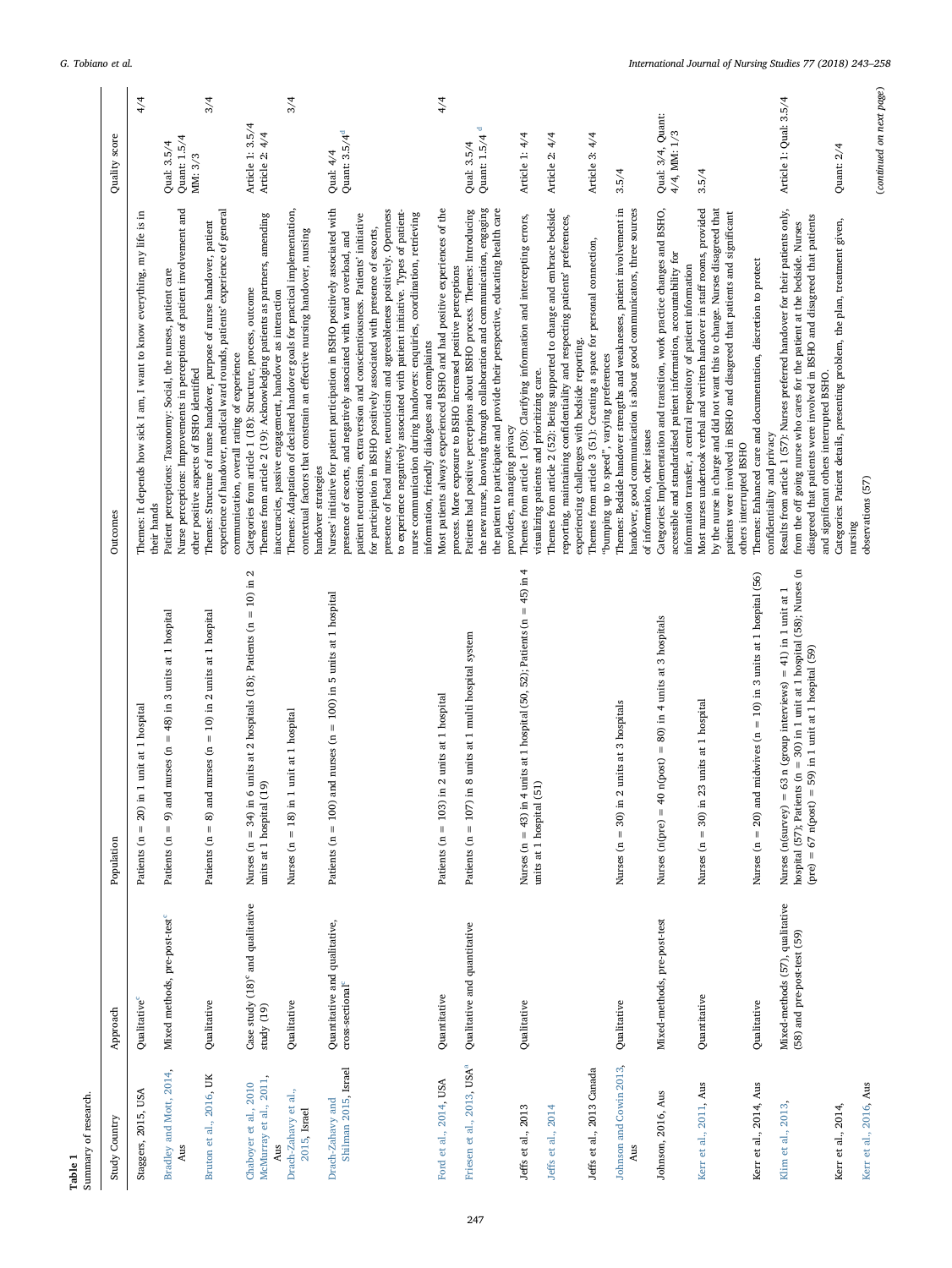**Table 1**
Summary of research.

| Study Country | Approach | Population | Outcomes | Quality score |
|---|---|---|---|---|
| Staggers, 2015, USA | Qualitative[c] | Patients (n = 20) in 1 unit at 1 hospital | Themes: It depends how sick I am, I want to know everything, my life is in their hands | 4/4 |
| Bradley and Mott, 2014, Aus | Mixed methods, pre-post-test[c] | Patients (n = 9) and nurses (n = 48) in 3 units at 1 hospital | Patient perceptions: Taxonomy: Social, the nurses, patient care<br>Nurse perceptions: Improvements in perceptions of patient involvement and other positive aspects of BSHO identified | Qual: 3.5/4<br>Quant: 1.5/4<br>MM: 3/3 |
| Bruton et al., 2016, UK | Qualitative | Patients (n = 8) and nurses (n = 10) in 2 units at 1 hospital | Themes: Structure of nurse handover, purpose of nurse handover, patient experience of handover, medical ward rounds, patients' experience of general communication, overall rating of experience | 3/4 |
| Chaboyer et al., 2010<br>McMurray et al., 2011, Aus | Case study (18)[c] and qualitative study (19) | Nurses (n = 34) in 6 units at 2 hospitals (18); Patients (n = 10) in 2 units at 1 hospital (19) | Categories from article 1 (18): Structure, process, outcome<br>Themes from article 2 (19): Acknowledging patients as partners, amending inaccuracies, passive engagement, handover as interaction | Article 1: 3.5/4<br>Article 2: 4/4 |
| Drach-Zahavy et al., 2015, Israel | Qualitative | Nurses (n = 18) in 1 unit at 1 hospital | Themes: Adaptation of declared handover goals for practical implementation, contextual factors that constrain an effective nursing handover, nursing handover strategies | 3/4 |
| Drach-Zahavy and Shilman 2015, Israel | Quantitative and qualitative, cross-sectional[c] | Patients (n = 100) and nurses (n = 100) in 5 units at 1 hospital | Nurses' initiative for patient participation in BSHO positively associated with presence of escorts, and negatively associated with ward overload, and patient neuroticism, extraversion and conscientiousness. Patients' initiative for participation in BSHO positively associated with presence of escorts, presence of head nurse, neuroticism and agreeableness positively. Openness to experience negatively associated with patient initiative. Types of patient-nurse communication during handovers: enquiries, coordination, retrieving information, friendly dialogues and complaints | Qual: 4/4<br>Quant: 3.5/4[d] |
| Ford et al., 2014, USA | Quantitative | Patients (n = 103) in 2 units at 1 hospital | Most patients always experienced BSHO and had positive experiences of the process. More exposure to BSHO increased positive perceptions | 4/4 |
| Friesen et al., 2013, USA[a] | Qualitative and quantitative | Patients (n = 107) in 8 units at 1 multi hospital system | Patients had positive perceptions about BSHO process. Themes: Introducing the new nurse, knowing through collaboration and communication, engaging the patient to participate and provide their perspective, educating health care providers, managing privacy | Qual: 3.5/4<br>Quant: 1.5/4 [d] |
| Jeffs et al., 2013 | Qualitative | Nurses (n = 43) in 4 units at 1 hospital (50, 52); Patients (n = 45) in 4 units at 1 hospital (51) | Themes from article 1 (50): Clarifying information and intercepting errors, visualizing patients and prioritizing care. | Article 1: 4/4 |
| Jeffs et al., 2014 | | | Themes from article 2 (52): Being supported to change and embrace bedside reporting, maintaining confidentiality and respecting patients' preferences, experiencing challenges with bedside reporting. | Article 2: 4/4 |
| Jeffs et al., 2013 Canada | | | Themes from article 3 (51): Creating a space for personal connection, "bumping up to speed", varying preferences | Article 3: 4/4 |
| Johnson and Cowin 2013, Aus | Qualitative | Nurses (n = 30) in 2 units at 3 hospitals | Themes: Bedside handover strengths and weaknesses, patient involvement in handover, good communication is about good communicators, three sources of information, other issues | 3.5/4 |
| Johnson, 2016, Aus | Mixed-methods, pre-post-test | Nurses (n(pre) = 40 n(post) = 80) in 4 units at 3 hospitals | Categories: Implementation and transition, work practice changes and BSHO, accessible and standardised patient information, accountability for information transfer, a central repository of patient information | Qual: 3/4, Quant: 4/4, MM: 1/3 |
| Kerr et al., 2011, Aus | Quantitative | Nurses (n = 30) in 23 units at 1 hospital | Most nurses undertook verbal and written handover in staff rooms, provided by the nurse in charge and did not want this to change. Nurses disagreed that patients were involved in BSHO and disagreed that patients and significant others interrupted BSHO | 3.5/4 |
| Kerr et al., 2014, Aus | Qualitative | Nurses (n = 20) and midwives (n = 10) in 3 units at 1 hospital (56) | Themes: Enhanced care and documentation, discretion to protect confidentiality and privacy | |
| Klim et al., 2013, | Mixed-methods (57), qualitative (58) and pre-post-test (59) | Nurses (n(survey) = 63 n (group interviews) = 41) in 1 unit at 1 hospital (57); Patients (n = 30) in 1 unit at 1 hospital (58); Nurses (n (pre) = 67 n(post) = 59) in 1 unit at 1 hospital (59) | Results from article 1 (57): Nurses preferred handover for their patients only, from the off going nurse who cares for the patient at the bedside. Nurses disagreed that patients were involved in BSHO and disagreed that patients and significant others interrupted BSHO. | Article 1: Qual: 3.5/4 |
| Kerr et al., 2014, | | | Categories: Patient details, presenting problem, the plan, treatment given, nursing | Quant: 2/4 |
| Kerr et al., 2016, Aus | | | observations (57) | |

(*continued on next page*)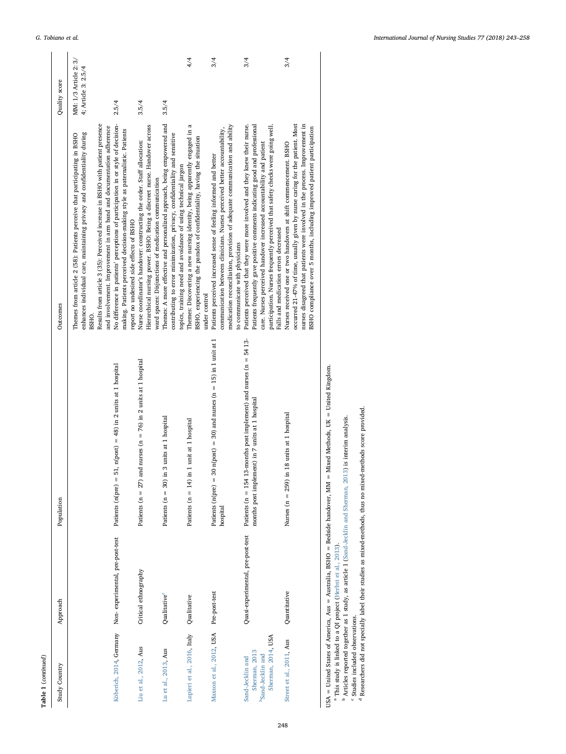**Table 1** (*continued*)

| Study Country | Approach | Population | Outcomes | Quality score |
|---|---|---|---|---|
| | | | Themes from article 2 (58): Patients perceive that participating in BSHO enhances individual care, maintaining privacy and confidentiality during BSHO.<br>Results from article 3 (35): Perceived increase in BSHO with patient presence and involvement. Improvement in arm band and documentation adherence | MM: 1/3 Article 2: 3/4; Article 3: 2.5/4 |
| Köberich, 2014, Germany | Non- experimental, pre-post-test | Patients (n(pre) = 51, n(post) = 48) in 2 units at 1 hospital | No difference in patients' perceptions of participation in or style of decision-making. Patients perceived decision-making style as paternalistic. Patients report no undesired side effects of BSHO | 2.5/4 |
| Liu et al., 2012, Aus | Critical ethnography | Patients (n = 27) and nurses (n = 76) in 2 units at 1 hospital | Nurse coordinator's handover: constructing the order. Staff allocation: Hierarchical nursing power. BSHO: Being a discreet nurse. Handover across ward spaces: Disjunctions of medication communication | 3.5/4 |
| Lu et al., 2013, Aus | Qualitative[c] | Patients (n = 30) in 3 units at 1 hospital | Themes: A more effective and personalized approach, being empowered and contributing to error minimization, privacy, confidentiality and sensitive topics, training need and avoidance of using technical jargon | 3.5/4 |
| Lupieri et al., 2016, Italy | Qualitative | Patients (n = 14) in 1 unit at 1 hospital | Themes: Discovering a new nursing identity, being apparently engaged in a BSHO, experiencing the paradox of confidentiality, having the situation under control | 4/4 |
| Maxson et al., 2012, USA | Pre-post-test | Patients (n(pre) = 30 n(post) = 30) and nurses (n = 15) in 1 unit at 1 hospital | Patients perceived increased sense of feeling informed and better communication between clinicians. Nurses perceived better accountability, medication reconciliation, provision of adequate communication and ability to communicate with physicians | 3/4 |
| Sand-Jecklin and Sherman, 2013<br>[b]Sand-Jecklin and Sherman, 2014, USA | Quasi-experimental, pre-post-test | Patients (n = 154 13-months post implement) and nurses (n = 54 13-months post implement) in 7 units at 1 hospital | Patients perceived that they were more involved and they knew their nurse. Patients frequently gave positive comments indicating good and professional care. Nurses perceived handover increased accountability and patient participation. Nurses frequently perceived that safety checks were going well. Falls and medication errors decreased | 3/4 |
| Street et al., 2011, Aus | Quantitative | Nurses (n = 259) in 18 units at 1 hospital | Nurses received one or two handovers at shift commencement. BSHO occurred 21-47% of time, usually given by nurse caring for the patient. Most nurses disagreed that patients were involved in the process. Improvement in BSHO compliance over 5 months, including improved patient participation | 3/4 |

USA = United States of America, Aus = Australia, BSHO = Bedside handover, MM = Mixed Methods, UK = United Kingdom.

[a] This study is linked to a QI project (Herbst et al., 2013).

[b] Articles reported together as 1 study, as article 1 (Sand-Jecklin and Sherman, 2013) is interim analysis.

[c] Studies included observations.

[d] Researchers did not specially label their studies as mixed-methods, thus no mixed-methods score provided.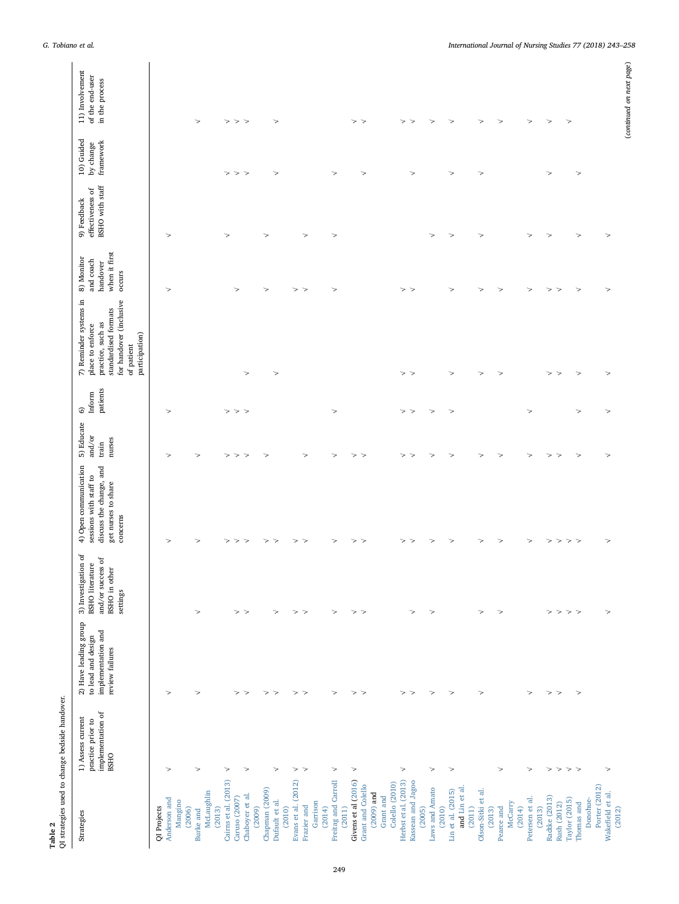**Table 2**
QI strategies used to change bedside handover.

| Strategies | 1) Assess current practice prior to implementation of BSHO | 2) Have leading group to lead and design implementation and review failures | 3) Investigation of BSHO literature and/or success of BSHO in other settings | 4) Open communication sessions with staff to discuss the change, and get nurses to share concerns | 5) Educate and/or train nurses | 6) Inform patients | 7) Reminder systems in place to enforce practice, such as standardised formats for handover (inclusive of patient participation) | 8) Monitor and coach handover when it first occurs | 9) Feedback effectiveness of BSHO with staff | 10) Guided by change framework | 11) Involvement of the end-user in the process |
|---|---|---|---|---|---|---|---|---|---|---|---|
| QI Projects | | | | | | | | | | | |
| Anderson and Mangino (2006) | √ | √ | | √ | √ | √ | | √ | √ | | |
| Burke and McLaughlin (2013) | √ | √ | √ | √ | √ | | | | | | √ |
| Cairns et al. (2013) | √ | | | √ | √ | √ | | | √ | √ | √ |
| Caruso (2007) | | √ | √ | √ | √ | √ | | √ | | √ | √ |
| Chaboyer et al. (2009) | √ | √ | √ | √ | √ | √ | √ | | | √ | √ |
| Chapman (2009) | | √ | | √ | √ | | | √ | √ | | |
| Dufault et al. (2010) | √ | √ | √ | √ | | | √ | | | √ | √ |
| Evans et al. (2012) | √ | √ | √ | √ | | | | √ | | | |
| Frazier and Garrison (2014) | √ | √ | √ | √ | √ | | | √ | √ | | |
| Freitag and Carroll (2011) | √ | √ | √ | √ | √ | √ | | √ | √ | √ | |
| Givens et al (2016) | √ | √ | √ | √ | √ | | | | | | √ |
| Grant and Colello (2009) and Grant and Colello (2010) | | √ | √ | √ | √ | | | | | √ | √ |
| Herbst et al. (2013) | √ | √ | | √ | √ | √ | √ | √ | | | √ |
| Kassean and Jagoo (2005) | | √ | √ | √ | √ | √ | √ | √ | | √ | √ |
| Laws and Amato (2010) | √ | √ | √ | √ | √ | √ | | | √ | | √ |
| Lin et al. (2015) and Lin et al. (2011) | √ | √ | | √ | √ | √ | √ | √ | √ | √ | √ |
| Olson-Sitki et al. (2013) | | √ | √ | √ | √ | | √ | √ | √ | √ | √ |
| Pearce and McCarry (2014) | √ | | √ | √ | √ | | √ | √ | | | √ |
| Petersen et al. (2013) | √ | √ | | √ | √ | √ | | √ | √ | | √ |
| Radtke (2013) | √ | √ | √ | √ | √ | | √ | √ | √ | √ | √ |
| Rush (2012) | √ | √ | √ | √ | √ | | √ | √ | | | |
| Taylor (2015) | √ | | √ | √ | | | | | | | √ |
| Thomas and Donohue-Porter (2012) | √ | √ | √ | √ | √ | √ | √ | √ | √ | √ | |
| Wakefield et al. (2012) | √ | | √ | √ | √ | √ | √ | √ | √ | | |

(continued on next page)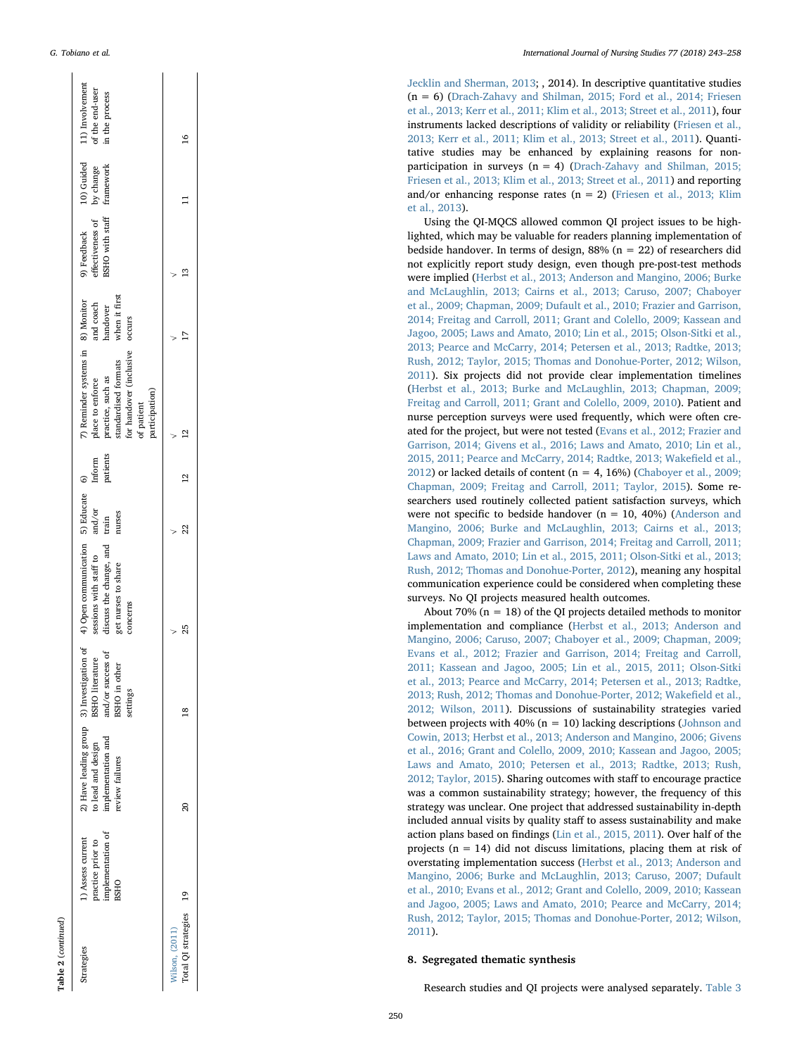Table 2 (continued)

| Strategies | 1) Assess current practice prior to implementation of BSHO | 2) Have leading group to lead and design implementation and review failures | 3) Investigation of BSHO literature and/or success of BSHO in other settings | 4) Open communication sessions with staff to discuss the change, and get nurses to share concerns | 5) Educate and/or train nurses | 6) Inform patients | 7) Reminder systems in place to enforce practice, such as standardised formats for handover (inclusive of patient participation) | 8) Monitor and coach handover when it first occurs | 9) Feedback effectiveness of BSHO with staff | 10) Guided by change framework | 11) Involvement of the end-user in the process |
|---|---|---|---|---|---|---|---|---|---|---|---|
| Wilson, (2011) | | | | √ | √ | | √ | √ | √ | | |
| Total QI strategies | 19 | 20 | 18 | 25 | 22 | 12 | 12 | 17 | 13 | 11 | 16 |

Jecklin and Sherman, 2013; , 2014). In descriptive quantitative studies (n = 6) (Drach-Zahavy and Shilman, 2015; Ford et al., 2014; Friesen et al., 2013; Kerr et al., 2011; Klim et al., 2013; Street et al., 2011), four instruments lacked descriptions of validity or reliability (Friesen et al., 2013; Kerr et al., 2011; Klim et al., 2013; Street et al., 2011). Quantitative studies may be enhanced by explaining reasons for non-participation in surveys (n = 4) (Drach-Zahavy and Shilman, 2015; Friesen et al., 2013; Klim et al., 2013; Street et al., 2011) and reporting and/or enhancing response rates (n = 2) (Friesen et al., 2013; Klim et al., 2013).

Using the QI-MQCS allowed common QI project issues to be highlighted, which may be valuable for readers planning implementation of bedside handover. In terms of design, 88% (n = 22) of researchers did not explicitly report study design, even though pre-post-test methods were implied (Herbst et al., 2013; Anderson and Mangino, 2006; Burke and McLaughlin, 2013; Cairns et al., 2013; Caruso, 2007; Chaboyer et al., 2009; Chapman, 2009; Dufault et al., 2010; Frazier and Garrison, 2014; Freitag and Carroll, 2011; Grant and Colello, 2009; Kassean and Jagoo, 2005; Laws and Amato, 2010; Lin et al., 2015; Olson-Sitki et al., 2013; Pearce and McCarry, 2014; Petersen et al., 2013; Radtke, 2013; Rush, 2012; Taylor, 2015; Thomas and Donohue-Porter, 2012; Wilson, 2011). Six projects did not provide clear implementation timelines (Herbst et al., 2013; Burke and McLaughlin, 2013; Chapman, 2009; Freitag and Carroll, 2011; Grant and Colello, 2009, 2010). Patient and nurse perception surveys were used frequently, which were often created for the project, but were not tested (Evans et al., 2012; Frazier and Garrison, 2014; Givens et al., 2016; Laws and Amato, 2010; Lin et al., 2015, 2011; Pearce and McCarry, 2014; Radtke, 2013; Wakefield et al., 2012) or lacked details of content (n = 4, 16%) (Chaboyer et al., 2009; Chapman, 2009; Freitag and Carroll, 2011; Taylor, 2015). Some researchers used routinely collected patient satisfaction surveys, which were not specific to bedside handover (n = 10, 40%) (Anderson and Mangino, 2006; Burke and McLaughlin, 2013; Cairns et al., 2013; Chapman, 2009; Frazier and Garrison, 2014; Freitag and Carroll, 2011; Laws and Amato, 2010; Lin et al., 2015, 2011; Olson-Sitki et al., 2013; Rush, 2012; Thomas and Donohue-Porter, 2012), meaning any hospital communication experience could be considered when completing these surveys. No QI projects measured health outcomes.

About 70% (n = 18) of the QI projects detailed methods to monitor implementation and compliance (Herbst et al., 2013; Anderson and Mangino, 2006; Caruso, 2007; Chaboyer et al., 2009; Chapman, 2009; Evans et al., 2012; Frazier and Garrison, 2014; Freitag and Carroll, 2011; Kassean and Jagoo, 2005; Lin et al., 2015, 2011; Olson-Sitki et al., 2013; Pearce and McCarry, 2014; Petersen et al., 2013; Radtke, 2013; Rush, 2012; Thomas and Donohue-Porter, 2012; Wakefield et al., 2012; Wilson, 2011). Discussions of sustainability strategies varied between projects with 40% (n = 10) lacking descriptions (Johnson and Cowin, 2013; Herbst et al., 2013; Anderson and Mangino, 2006; Givens et al., 2016; Grant and Colello, 2009, 2010; Kassean and Jagoo, 2005; Laws and Amato, 2010; Petersen et al., 2013; Radtke, 2013; Rush, 2012; Taylor, 2015). Sharing outcomes with staff to encourage practice was a common sustainability strategy; however, the frequency of this strategy was unclear. One project that addressed sustainability in-depth included annual visits by quality staff to assess sustainability and make action plans based on findings (Lin et al., 2015, 2011). Over half of the projects (n = 14) did not discuss limitations, placing them at risk of overstating implementation success (Herbst et al., 2013; Anderson and Mangino, 2006; Burke and McLaughlin, 2013; Caruso, 2007; Dufault et al., 2010; Evans et al., 2012; Grant and Colello, 2009, 2010; Kassean and Jagoo, 2005; Laws and Amato, 2010; Pearce and McCarry, 2014; Rush, 2012; Taylor, 2015; Thomas and Donohue-Porter, 2012; Wilson, 2011).

## 8. Segregated thematic synthesis

Research studies and QI projects were analysed separately. Table 3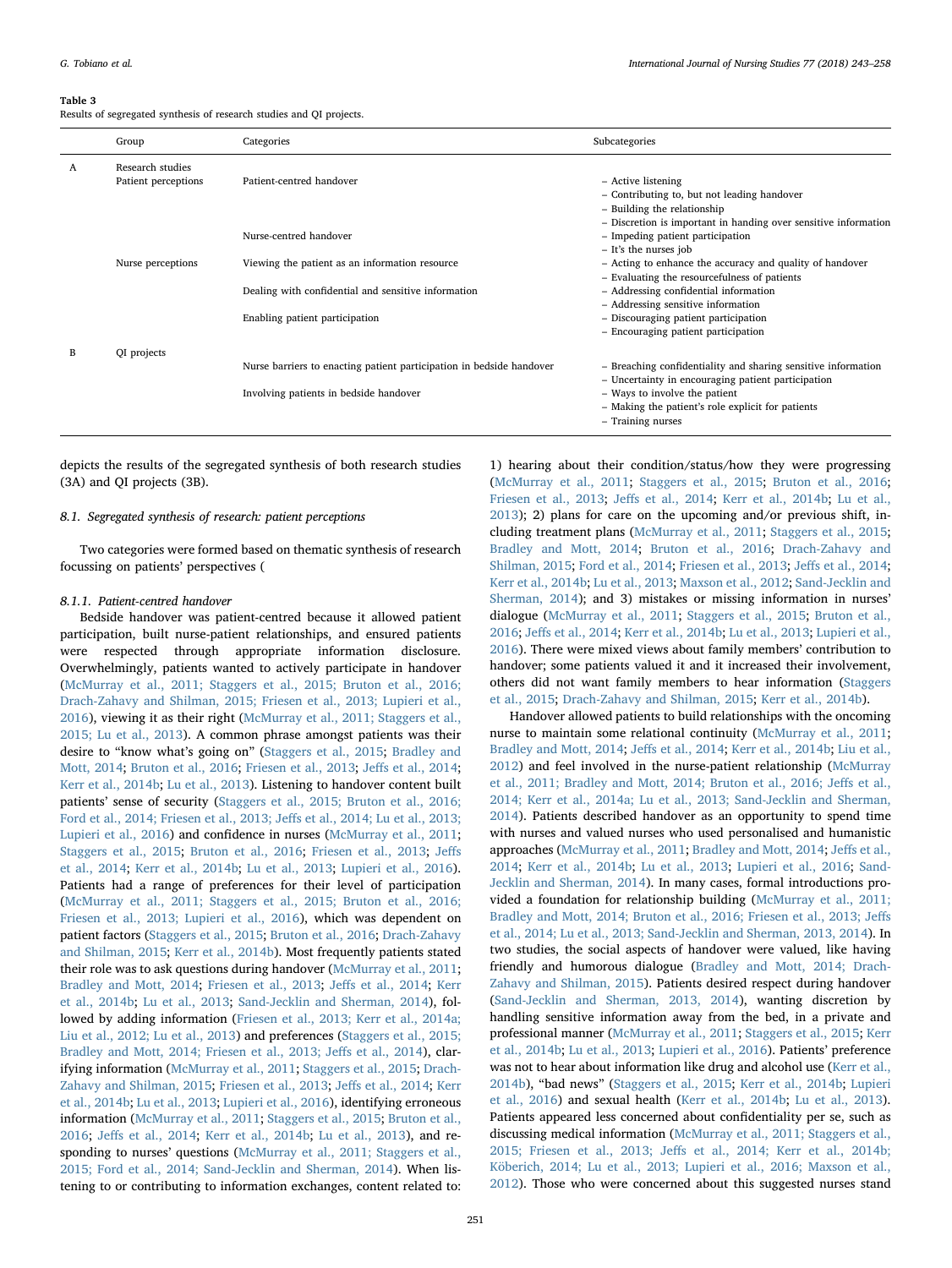**Table 3**
Results of segregated synthesis of research studies and QI projects.

| | Group | Categories | Subcategories |
|---|---|---|---|
| A | Research studies | | |
| | Patient perceptions | Patient-centred handover | – Active listening<br>– Contributing to, but not leading handover<br>– Building the relationship<br>– Discretion is important in handing over sensitive information |
| | | Nurse-centred handover | – Impeding patient participation<br>– It's the nurses job |
| | Nurse perceptions | Viewing the patient as an information resource | – Acting to enhance the accuracy and quality of handover<br>– Evaluating the resourcefulness of patients |
| | | Dealing with confidential and sensitive information | – Addressing confidential information<br>– Addressing sensitive information |
| | | Enabling patient participation | – Discouraging patient participation<br>– Encouraging patient participation |
| B | QI projects | | |
| | | Nurse barriers to enacting patient participation in bedside handover | – Breaching confidentiality and sharing sensitive information<br>– Uncertainty in encouraging patient participation |
| | | Involving patients in bedside handover | – Ways to involve the patient<br>– Making the patient's role explicit for patients<br>– Training nurses |

depicts the results of the segregated synthesis of both research studies (3A) and QI projects (3B).

### 8.1. Segregated synthesis of research: patient perceptions

Two categories were formed based on thematic synthesis of research focussing on patients' perspectives (

#### 8.1.1. Patient-centred handover

Bedside handover was patient-centred because it allowed patient participation, built nurse-patient relationships, and ensured patients were respected through appropriate information disclosure. Overwhelmingly, patients wanted to actively participate in handover (McMurray et al., 2011; Staggers et al., 2015; Bruton et al., 2016; Drach-Zahavy and Shilman, 2015; Friesen et al., 2013; Lupieri et al., 2016), viewing it as their right (McMurray et al., 2011; Staggers et al., 2015; Lu et al., 2013). A common phrase amongst patients was their desire to "know what's going on" (Staggers et al., 2015; Bradley and Mott, 2014; Bruton et al., 2016; Friesen et al., 2013; Jeffs et al., 2014; Kerr et al., 2014b; Lu et al., 2013). Listening to handover content built patients' sense of security (Staggers et al., 2015; Bruton et al., 2016; Ford et al., 2014; Friesen et al., 2013; Jeffs et al., 2014; Lu et al., 2013; Lupieri et al., 2016) and confidence in nurses (McMurray et al., 2011; Staggers et al., 2015; Bruton et al., 2016; Friesen et al., 2013; Jeffs et al., 2014; Kerr et al., 2014b; Lu et al., 2013; Lupieri et al., 2016). Patients had a range of preferences for their level of participation (McMurray et al., 2011; Staggers et al., 2015; Bruton et al., 2016; Friesen et al., 2013; Lupieri et al., 2016), which was dependent on patient factors (Staggers et al., 2015; Bruton et al., 2016; Drach-Zahavy and Shilman, 2015; Kerr et al., 2014b). Most frequently patients stated their role was to ask questions during handover (McMurray et al., 2011; Bradley and Mott, 2014; Friesen et al., 2013; Jeffs et al., 2014; Kerr et al., 2014b; Lu et al., 2013; Sand-Jecklin and Sherman, 2014), followed by adding information (Friesen et al., 2013; Kerr et al., 2014a; Liu et al., 2012; Lu et al., 2013) and preferences (Staggers et al., 2015; Bradley and Mott, 2014; Friesen et al., 2013; Jeffs et al., 2014), clarifying information (McMurray et al., 2011; Staggers et al., 2015; Drach-Zahavy and Shilman, 2015; Friesen et al., 2013; Jeffs et al., 2014; Kerr et al., 2014b; Lu et al., 2013; Lupieri et al., 2016), identifying erroneous information (McMurray et al., 2011; Staggers et al., 2015; Bruton et al., 2016; Jeffs et al., 2014; Kerr et al., 2014b; Lu et al., 2013), and responding to nurses' questions (McMurray et al., 2011; Staggers et al., 2015; Ford et al., 2014; Sand-Jecklin and Sherman, 2014). When listening to or contributing to information exchanges, content related to: 1) hearing about their condition/status/how they were progressing (McMurray et al., 2011; Staggers et al., 2015; Bruton et al., 2016; Friesen et al., 2013; Jeffs et al., 2014; Kerr et al., 2014b; Lu et al., 2013); 2) plans for care on the upcoming and/or previous shift, including treatment plans (McMurray et al., 2011; Staggers et al., 2015; Bradley and Mott, 2014; Bruton et al., 2016; Drach-Zahavy and Shilman, 2015; Ford et al., 2014; Friesen et al., 2013; Jeffs et al., 2014; Kerr et al., 2014b; Lu et al., 2013; Maxson et al., 2012; Sand-Jecklin and Sherman, 2014); and 3) mistakes or missing information in nurses' dialogue (McMurray et al., 2011; Staggers et al., 2015; Bruton et al., 2016; Jeffs et al., 2014; Kerr et al., 2014b; Lu et al., 2013; Lupieri et al., 2016). There were mixed views about family members' contribution to handover; some patients valued it and it increased their involvement, others did not want family members to hear information (Staggers et al., 2015; Drach-Zahavy and Shilman, 2015; Kerr et al., 2014b).

Handover allowed patients to build relationships with the oncoming nurse to maintain some relational continuity (McMurray et al., 2011; Bradley and Mott, 2014; Jeffs et al., 2014; Kerr et al., 2014b; Liu et al., 2012) and feel involved in the nurse-patient relationship (McMurray et al., 2011; Bradley and Mott, 2014; Bruton et al., 2016; Jeffs et al., 2014; Kerr et al., 2014a; Lu et al., 2013; Sand-Jecklin and Sherman, 2014). Patients described handover as an opportunity to spend time with nurses and valued nurses who used personalised and humanistic approaches (McMurray et al., 2011; Bradley and Mott, 2014; Jeffs et al., 2014; Kerr et al., 2014b; Lu et al., 2013; Lupieri et al., 2016; Sand-Jecklin and Sherman, 2014). In many cases, formal introductions provided a foundation for relationship building (McMurray et al., 2011; Bradley and Mott, 2014; Bruton et al., 2016; Friesen et al., 2013; Jeffs et al., 2014; Lu et al., 2013; Sand-Jecklin and Sherman, 2013, 2014). In two studies, the social aspects of handover were valued, like having friendly and humorous dialogue (Bradley and Mott, 2014; Drach-Zahavy and Shilman, 2015). Patients desired respect during handover (Sand-Jecklin and Sherman, 2013, 2014), wanting discretion by handling sensitive information away from the bed, in a private and professional manner (McMurray et al., 2011; Staggers et al., 2015; Kerr et al., 2014b; Lu et al., 2013; Lupieri et al., 2016). Patients' preference was not to hear about information like drug and alcohol use (Kerr et al., 2014b), "bad news" (Staggers et al., 2015; Kerr et al., 2014b; Lupieri et al., 2016) and sexual health (Kerr et al., 2014b; Lu et al., 2013). Patients appeared less concerned about confidentiality per se, such as discussing medical information (McMurray et al., 2011; Staggers et al., 2015; Friesen et al., 2013; Jeffs et al., 2014; Kerr et al., 2014b; Köberich, 2014; Lu et al., 2013; Lupieri et al., 2016; Maxson et al., 2012). Those who were concerned about this suggested nurses stand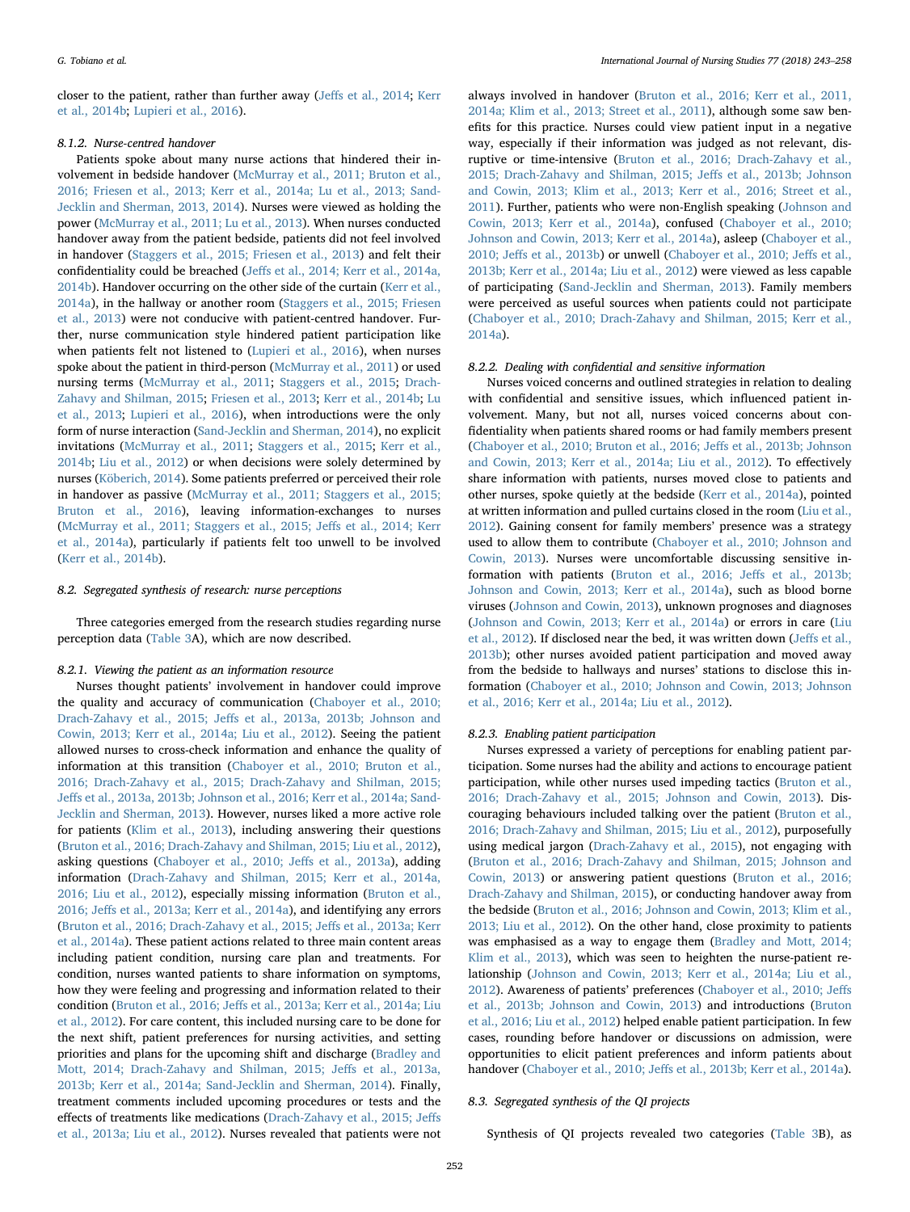closer to the patient, rather than further away (Jeffs et al., 2014; Kerr et al., 2014b; Lupieri et al., 2016).

#### 8.1.2. Nurse-centred handover

Patients spoke about many nurse actions that hindered their involvement in bedside handover (McMurray et al., 2011; Bruton et al., 2016; Friesen et al., 2013; Kerr et al., 2014a; Lu et al., 2013; Sand-Jecklin and Sherman, 2013, 2014). Nurses were viewed as holding the power (McMurray et al., 2011; Lu et al., 2013). When nurses conducted handover away from the patient bedside, patients did not feel involved in handover (Staggers et al., 2015; Friesen et al., 2013) and felt their confidentiality could be breached (Jeffs et al., 2014; Kerr et al., 2014a, 2014b). Handover occurring on the other side of the curtain (Kerr et al., 2014a), in the hallway or another room (Staggers et al., 2015; Friesen et al., 2013) were not conducive with patient-centred handover. Further, nurse communication style hindered patient participation like when patients felt not listened to (Lupieri et al., 2016), when nurses spoke about the patient in third-person (McMurray et al., 2011) or used nursing terms (McMurray et al., 2011; Staggers et al., 2015; Drach-Zahavy and Shilman, 2015; Friesen et al., 2013; Kerr et al., 2014b; Lu et al., 2013; Lupieri et al., 2016), when introductions were the only form of nurse interaction (Sand-Jecklin and Sherman, 2014), no explicit invitations (McMurray et al., 2011; Staggers et al., 2015; Kerr et al., 2014b; Liu et al., 2012) or when decisions were solely determined by nurses (Köberich, 2014). Some patients preferred or perceived their role in handover as passive (McMurray et al., 2011; Staggers et al., 2015; Bruton et al., 2016), leaving information-exchanges to nurses (McMurray et al., 2011; Staggers et al., 2015; Jeffs et al., 2014; Kerr et al., 2014a), particularly if patients felt too unwell to be involved (Kerr et al., 2014b).

### 8.2. Segregated synthesis of research: nurse perceptions

Three categories emerged from the research studies regarding nurse perception data (Table 3A), which are now described.

#### 8.2.1. Viewing the patient as an information resource

Nurses thought patients' involvement in handover could improve the quality and accuracy of communication (Chaboyer et al., 2010; Drach-Zahavy et al., 2015; Jeffs et al., 2013a, 2013b; Johnson and Cowin, 2013; Kerr et al., 2014a; Liu et al., 2012). Seeing the patient allowed nurses to cross-check information and enhance the quality of information at this transition (Chaboyer et al., 2010; Bruton et al., 2016; Drach-Zahavy et al., 2015; Drach-Zahavy and Shilman, 2015; Jeffs et al., 2013a, 2013b; Johnson et al., 2016; Kerr et al., 2014a; Sand-Jecklin and Sherman, 2013). However, nurses liked a more active role for patients (Klim et al., 2013), including answering their questions (Bruton et al., 2016; Drach-Zahavy and Shilman, 2015; Liu et al., 2012), asking questions (Chaboyer et al., 2010; Jeffs et al., 2013a), adding information (Drach-Zahavy and Shilman, 2015; Kerr et al., 2014a, 2016; Liu et al., 2012), especially missing information (Bruton et al., 2016; Jeffs et al., 2013a; Kerr et al., 2014a), and identifying any errors (Bruton et al., 2016; Drach-Zahavy et al., 2015; Jeffs et al., 2013a; Kerr et al., 2014a). These patient actions related to three main content areas including patient condition, nursing care plan and treatments. For condition, nurses wanted patients to share information on symptoms, how they were feeling and progressing and information related to their condition (Bruton et al., 2016; Jeffs et al., 2013a; Kerr et al., 2014a; Liu et al., 2012). For care content, this included nursing care to be done for the next shift, patient preferences for nursing activities, and setting priorities and plans for the upcoming shift and discharge (Bradley and Mott, 2014; Drach-Zahavy and Shilman, 2015; Jeffs et al., 2013a, 2013b; Kerr et al., 2014a; Sand-Jecklin and Sherman, 2014). Finally, treatment comments included upcoming procedures or tests and the effects of treatments like medications (Drach-Zahavy et al., 2015; Jeffs et al., 2013a; Liu et al., 2012). Nurses revealed that patients were not always involved in handover (Bruton et al., 2016; Kerr et al., 2011, 2014a; Klim et al., 2013; Street et al., 2011), although some saw benefits for this practice. Nurses could view patient input in a negative way, especially if their information was judged as not relevant, disruptive or time-intensive (Bruton et al., 2016; Drach-Zahavy et al., 2015; Drach-Zahavy and Shilman, 2015; Jeffs et al., 2013b; Johnson and Cowin, 2013; Klim et al., 2013; Kerr et al., 2016; Street et al., 2011). Further, patients who were non-English speaking (Johnson and Cowin, 2013; Kerr et al., 2014a), confused (Chaboyer et al., 2010; Johnson and Cowin, 2013; Kerr et al., 2014a), asleep (Chaboyer et al., 2010; Jeffs et al., 2013b) or unwell (Chaboyer et al., 2010; Jeffs et al., 2013b; Kerr et al., 2014a; Liu et al., 2012) were viewed as less capable of participating (Sand-Jecklin and Sherman, 2013). Family members were perceived as useful sources when patients could not participate (Chaboyer et al., 2010; Drach-Zahavy and Shilman, 2015; Kerr et al., 2014a).

#### 8.2.2. Dealing with confidential and sensitive information

Nurses voiced concerns and outlined strategies in relation to dealing with confidential and sensitive issues, which influenced patient involvement. Many, but not all, nurses voiced concerns about confidentiality when patients shared rooms or had family members present (Chaboyer et al., 2010; Bruton et al., 2016; Jeffs et al., 2013b; Johnson and Cowin, 2013; Kerr et al., 2014a; Liu et al., 2012). To effectively share information with patients, nurses moved close to patients and other nurses, spoke quietly at the bedside (Kerr et al., 2014a), pointed at written information and pulled curtains closed in the room (Liu et al., 2012). Gaining consent for family members' presence was a strategy used to allow them to contribute (Chaboyer et al., 2010; Johnson and Cowin, 2013). Nurses were uncomfortable discussing sensitive information with patients (Bruton et al., 2016; Jeffs et al., 2013b; Johnson and Cowin, 2013; Kerr et al., 2014a), such as blood borne viruses (Johnson and Cowin, 2013), unknown prognoses and diagnoses (Johnson and Cowin, 2013; Kerr et al., 2014a) or errors in care (Liu et al., 2012). If disclosed near the bed, it was written down (Jeffs et al., 2013b); other nurses avoided patient participation and moved away from the bedside to hallways and nurses' stations to disclose this information (Chaboyer et al., 2010; Johnson and Cowin, 2013; Johnson et al., 2016; Kerr et al., 2014a; Liu et al., 2012).

#### 8.2.3. Enabling patient participation

Nurses expressed a variety of perceptions for enabling patient participation. Some nurses had the ability and actions to encourage patient participation, while other nurses used impeding tactics (Bruton et al., 2016; Drach-Zahavy et al., 2015; Johnson and Cowin, 2013). Discouraging behaviours included talking over the patient (Bruton et al., 2016; Drach-Zahavy and Shilman, 2015; Liu et al., 2012), purposefully using medical jargon (Drach-Zahavy et al., 2015), not engaging with (Bruton et al., 2016; Drach-Zahavy and Shilman, 2015; Johnson and Cowin, 2013) or answering patient questions (Bruton et al., 2016; Drach-Zahavy and Shilman, 2015), or conducting handover away from the bedside (Bruton et al., 2016; Johnson and Cowin, 2013; Klim et al., 2013; Liu et al., 2012). On the other hand, close proximity to patients was emphasised as a way to engage them (Bradley and Mott, 2014; Klim et al., 2013), which was seen to heighten the nurse-patient relationship (Johnson and Cowin, 2013; Kerr et al., 2014a; Liu et al., 2012). Awareness of patients' preferences (Chaboyer et al., 2010; Jeffs et al., 2013b; Johnson and Cowin, 2013) and introductions (Bruton et al., 2016; Liu et al., 2012) helped enable patient participation. In few cases, rounding before handover or discussions on admission, were opportunities to elicit patient preferences and inform patients about handover (Chaboyer et al., 2010; Jeffs et al., 2013b; Kerr et al., 2014a).

### 8.3. Segregated synthesis of the QI projects

Synthesis of QI projects revealed two categories (Table 3B), as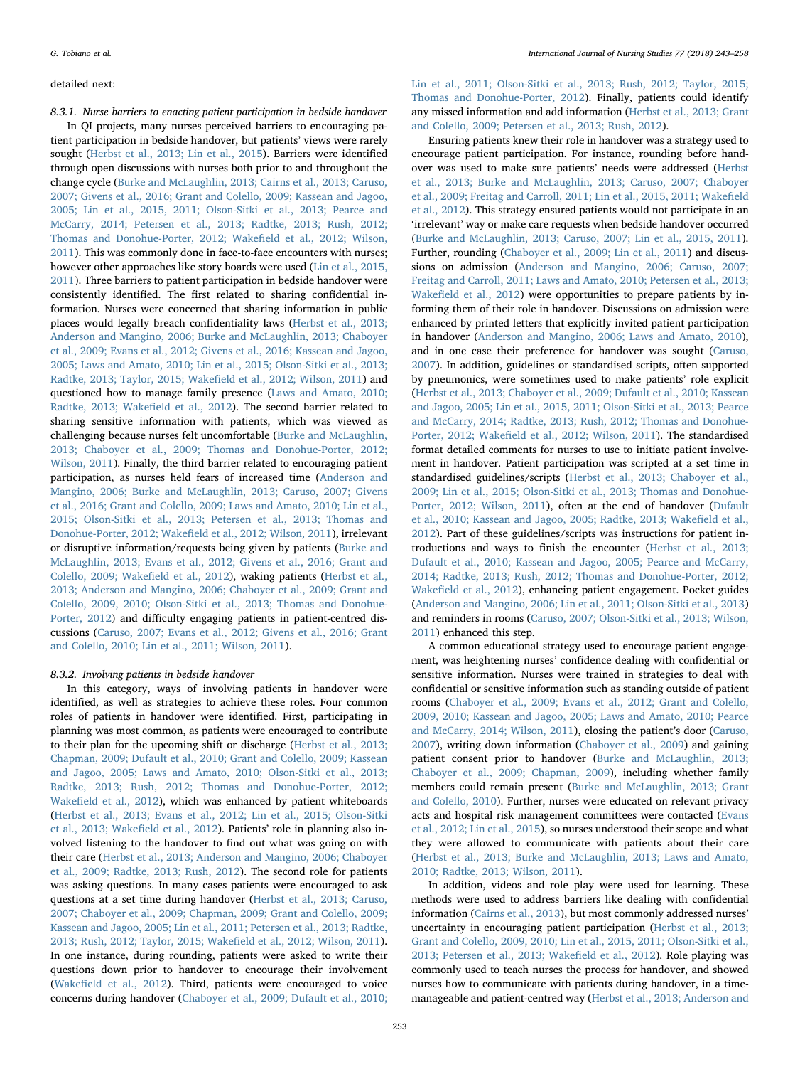detailed next:

### 8.3.1. Nurse barriers to enacting patient participation in bedside handover

In QI projects, many nurses perceived barriers to encouraging patient participation in bedside handover, but patients' views were rarely sought (Herbst et al., 2013; Lin et al., 2015). Barriers were identified through open discussions with nurses both prior to and throughout the change cycle (Burke and McLaughlin, 2013; Cairns et al., 2013; Caruso, 2007; Givens et al., 2016; Grant and Colello, 2009; Kassean and Jagoo, 2005; Lin et al., 2015, 2011; Olson-Sitki et al., 2013; Pearce and McCarry, 2014; Petersen et al., 2013; Radtke, 2013; Rush, 2012; Thomas and Donohue-Porter, 2012; Wakefield et al., 2012; Wilson, 2011). This was commonly done in face-to-face encounters with nurses; however other approaches like story boards were used (Lin et al., 2015, 2011). Three barriers to patient participation in bedside handover were consistently identified. The first related to sharing confidential information. Nurses were concerned that sharing information in public places would legally breach confidentiality laws (Herbst et al., 2013; Anderson and Mangino, 2006; Burke and McLaughlin, 2013; Chaboyer et al., 2009; Evans et al., 2012; Givens et al., 2016; Kassean and Jagoo, 2005; Laws and Amato, 2010; Lin et al., 2015; Olson-Sitki et al., 2013; Radtke, 2013; Taylor, 2015; Wakefield et al., 2012; Wilson, 2011) and questioned how to manage family presence (Laws and Amato, 2010; Radtke, 2013; Wakefield et al., 2012). The second barrier related to sharing sensitive information with patients, which was viewed as challenging because nurses felt uncomfortable (Burke and McLaughlin, 2013; Chaboyer et al., 2009; Thomas and Donohue-Porter, 2012; Wilson, 2011). Finally, the third barrier related to encouraging patient participation, as nurses held fears of increased time (Anderson and Mangino, 2006; Burke and McLaughlin, 2013; Caruso, 2007; Givens et al., 2016; Grant and Colello, 2009; Laws and Amato, 2010; Lin et al., 2015; Olson-Sitki et al., 2013; Petersen et al., 2013; Thomas and Donohue-Porter, 2012; Wakefield et al., 2012; Wilson, 2011), irrelevant or disruptive information/requests being given by patients (Burke and McLaughlin, 2013; Evans et al., 2012; Givens et al., 2016; Grant and Colello, 2009; Wakefield et al., 2012), waking patients (Herbst et al., 2013; Anderson and Mangino, 2006; Chaboyer et al., 2009; Grant and Colello, 2009, 2010; Olson-Sitki et al., 2013; Thomas and Donohue-Porter, 2012) and difficulty engaging patients in patient-centred discussions (Caruso, 2007; Evans et al., 2012; Givens et al., 2016; Grant and Colello, 2010; Lin et al., 2011; Wilson, 2011).

### 8.3.2. Involving patients in bedside handover

In this category, ways of involving patients in handover were identified, as well as strategies to achieve these roles. Four common roles of patients in handover were identified. First, participating in planning was most common, as patients were encouraged to contribute to their plan for the upcoming shift or discharge (Herbst et al., 2013; Chapman, 2009; Dufault et al., 2010; Grant and Colello, 2009; Kassean and Jagoo, 2005; Laws and Amato, 2010; Olson-Sitki et al., 2013; Radtke, 2013; Rush, 2012; Thomas and Donohue-Porter, 2012; Wakefield et al., 2012), which was enhanced by patient whiteboards (Herbst et al., 2013; Evans et al., 2012; Lin et al., 2015; Olson-Sitki et al., 2013; Wakefield et al., 2012). Patients' role in planning also involved listening to the handover to find out what was going on with their care (Herbst et al., 2013; Anderson and Mangino, 2006; Chaboyer et al., 2009; Radtke, 2013; Rush, 2012). The second role for patients was asking questions. In many cases patients were encouraged to ask questions at a set time during handover (Herbst et al., 2013; Caruso, 2007; Chaboyer et al., 2009; Chapman, 2009; Grant and Colello, 2009; Kassean and Jagoo, 2005; Lin et al., 2011; Petersen et al., 2013; Radtke, 2013; Rush, 2012; Taylor, 2015; Wakefield et al., 2012; Wilson, 2011). In one instance, during rounding, patients were asked to write their questions down prior to handover to encourage their involvement (Wakefield et al., 2012). Third, patients were encouraged to voice concerns during handover (Chaboyer et al., 2009; Dufault et al., 2010; Lin et al., 2011; Olson-Sitki et al., 2013; Rush, 2012; Taylor, 2015; Thomas and Donohue-Porter, 2012). Finally, patients could identify any missed information and add information (Herbst et al., 2013; Grant and Colello, 2009; Petersen et al., 2013; Rush, 2012).

Ensuring patients knew their role in handover was a strategy used to encourage patient participation. For instance, rounding before handover was used to make sure patients' needs were addressed (Herbst et al., 2013; Burke and McLaughlin, 2013; Caruso, 2007; Chaboyer et al., 2009; Freitag and Carroll, 2011; Lin et al., 2015, 2011; Wakefield et al., 2012). This strategy ensured patients would not participate in an 'irrelevant' way or make care requests when bedside handover occurred (Burke and McLaughlin, 2013; Caruso, 2007; Lin et al., 2015, 2011). Further, rounding (Chaboyer et al., 2009; Lin et al., 2011) and discussions on admission (Anderson and Mangino, 2006; Caruso, 2007; Freitag and Carroll, 2011; Laws and Amato, 2010; Petersen et al., 2013; Wakefield et al., 2012) were opportunities to prepare patients by informing them of their role in handover. Discussions on admission were enhanced by printed letters that explicitly invited patient participation in handover (Anderson and Mangino, 2006; Laws and Amato, 2010), and in one case their preference for handover was sought (Caruso, 2007). In addition, guidelines or standardised scripts, often supported by pneumonics, were sometimes used to make patients' role explicit (Herbst et al., 2013; Chaboyer et al., 2009; Dufault et al., 2010; Kassean and Jagoo, 2005; Lin et al., 2015, 2011; Olson-Sitki et al., 2013; Pearce and McCarry, 2014; Radtke, 2013; Rush, 2012; Thomas and Donohue-Porter, 2012; Wakefield et al., 2012; Wilson, 2011). The standardised format detailed comments for nurses to use to initiate patient involvement in handover. Patient participation was scripted at a set time in standardised guidelines/scripts (Herbst et al., 2013; Chaboyer et al., 2009; Lin et al., 2015; Olson-Sitki et al., 2013; Thomas and Donohue-Porter, 2012; Wilson, 2011), often at the end of handover (Dufault et al., 2010; Kassean and Jagoo, 2005; Radtke, 2013; Wakefield et al., 2012). Part of these guidelines/scripts was instructions for patient introductions and ways to finish the encounter (Herbst et al., 2013; Dufault et al., 2010; Kassean and Jagoo, 2005; Pearce and McCarry, 2014; Radtke, 2013; Rush, 2012; Thomas and Donohue-Porter, 2012; Wakefield et al., 2012), enhancing patient engagement. Pocket guides (Anderson and Mangino, 2006; Lin et al., 2011; Olson-Sitki et al., 2013) and reminders in rooms (Caruso, 2007; Olson-Sitki et al., 2013; Wilson, 2011) enhanced this step.

A common educational strategy used to encourage patient engagement, was heightening nurses' confidence dealing with confidential or sensitive information. Nurses were trained in strategies to deal with confidential or sensitive information such as standing outside of patient rooms (Chaboyer et al., 2009; Evans et al., 2012; Grant and Colello, 2009, 2010; Kassean and Jagoo, 2005; Laws and Amato, 2010; Pearce and McCarry, 2014; Wilson, 2011), closing the patient's door (Caruso, 2007), writing down information (Chaboyer et al., 2009) and gaining patient consent prior to handover (Burke and McLaughlin, 2013; Chaboyer et al., 2009; Chapman, 2009), including whether family members could remain present (Burke and McLaughlin, 2013; Grant and Colello, 2010). Further, nurses were educated on relevant privacy acts and hospital risk management committees were contacted (Evans et al., 2012; Lin et al., 2015), so nurses understood their scope and what they were allowed to communicate with patients about their care (Herbst et al., 2013; Burke and McLaughlin, 2013; Laws and Amato, 2010; Radtke, 2013; Wilson, 2011).

In addition, videos and role play were used for learning. These methods were used to address barriers like dealing with confidential information (Cairns et al., 2013), but most commonly addressed nurses' uncertainty in encouraging patient participation (Herbst et al., 2013; Grant and Colello, 2009, 2010; Lin et al., 2015, 2011; Olson-Sitki et al., 2013; Petersen et al., 2013; Wakefield et al., 2012). Role playing was commonly used to teach nurses the process for handover, and showed nurses how to communicate with patients during handover, in a time-manageable and patient-centred way (Herbst et al., 2013; Anderson and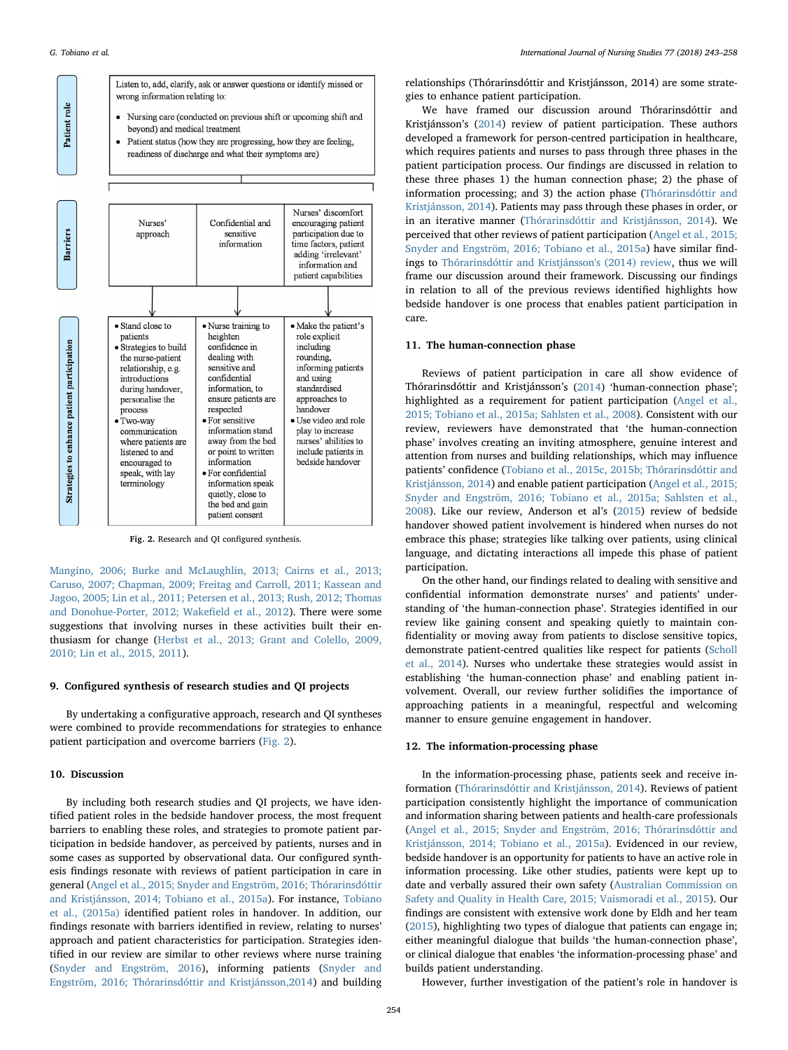**Patient role**

Listen to, add, clarify, ask or answer questions or identify missed or wrong information relating to:

- Nursing care (conducted on previous shift or upcoming shift and beyond) and medical treatment
- Patient status (how they are progressing, how they are feeling, readiness of discharge and what their symptoms are)

**Barriers**

| Nurses' approach | Confidential and sensitive information | Nurses' discomfort encouraging patient participation due to time factors, patient adding 'irrelevant' information and patient capabilities |
|---|---|---|

**Strategies to enhance patient participation**

| | | |
|---|---|---|
| • Stand close to patients<br>• Strategies to build the nurse-patient relationship, e.g. introductions during handover, personalise the process<br>• Two-way communication where patients are listened to and encouraged to speak, with lay terminology | • Nurse training to heighten confidence in dealing with sensitive and confidential information, to ensure patients are respected<br>• For sensitive information stand away from the bed or point to written information<br>• For confidential information speak quietly, close to the bed and gain patient consent | • Make the patient's role explicit including rounding, informing patients and using standardised approaches to handover<br>• Use video and role play to increase nurses' abilities to include patients in bedside handover |

**Fig. 2.** Research and QI configured synthesis.

Mangino, 2006; Burke and McLaughlin, 2013; Cairns et al., 2013; Caruso, 2007; Chapman, 2009; Freitag and Carroll, 2011; Kassean and Jagoo, 2005; Lin et al., 2011; Petersen et al., 2013; Rush, 2012; Thomas and Donohue-Porter, 2012; Wakefield et al., 2012). There were some suggestions that involving nurses in these activities built their enthusiasm for change (Herbst et al., 2013; Grant and Colello, 2009, 2010; Lin et al., 2015, 2011).

## 9. Configured synthesis of research studies and QI projects

By undertaking a configurative approach, research and QI syntheses were combined to provide recommendations for strategies to enhance patient participation and overcome barriers (Fig. 2).

## 10. Discussion

By including both research studies and QI projects, we have identified patient roles in the bedside handover process, the most frequent barriers to enabling these roles, and strategies to promote patient participation in bedside handover, as perceived by patients, nurses and in some cases as supported by observational data. Our configured synthesis findings resonate with reviews of patient participation in care in general (Angel et al., 2015; Snyder and Engström, 2016; Thórarinsdóttir and Kristjánsson, 2014; Tobiano et al., 2015a). For instance, Tobiano et al., (2015a) identified patient roles in handover. In addition, our findings resonate with barriers identified in review, relating to nurses' approach and patient characteristics for participation. Strategies identified in our review are similar to other reviews where nurse training (Snyder and Engström, 2016), informing patients (Snyder and Engström, 2016; Thórarinsdóttir and Kristjánsson,2014) and building relationships (Thórarinsdóttir and Kristjánsson, 2014) are some strategies to enhance patient participation.

We have framed our discussion around Thórarinsdóttir and Kristjánsson's (2014) review of patient participation. These authors developed a framework for person-centred participation in healthcare, which requires patients and nurses to pass through three phases in the patient participation process. Our findings are discussed in relation to these three phases 1) the human connection phase; 2) the phase of information processing; and 3) the action phase (Thórarinsdóttir and Kristjánsson, 2014). Patients may pass through these phases in order, or in an iterative manner (Thórarinsdóttir and Kristjánsson, 2014). We perceived that other reviews of patient participation (Angel et al., 2015; Snyder and Engström, 2016; Tobiano et al., 2015a) have similar findings to Thórarinsdóttir and Kristjánsson's (2014) review, thus we will frame our discussion around their framework. Discussing our findings in relation to all of the previous reviews identified highlights how bedside handover is one process that enables patient participation in care.

## 11. The human-connection phase

Reviews of patient participation in care all show evidence of Thórarinsdóttir and Kristjánsson's (2014) 'human-connection phase'; highlighted as a requirement for patient participation (Angel et al., 2015; Tobiano et al., 2015a; Sahlsten et al., 2008). Consistent with our review, reviewers have demonstrated that 'the human-connection phase' involves creating an inviting atmosphere, genuine interest and attention from nurses and building relationships, which may influence patients' confidence (Tobiano et al., 2015c, 2015b; Thórarinsdóttir and Kristjánsson, 2014) and enable patient participation (Angel et al., 2015; Snyder and Engström, 2016; Tobiano et al., 2015a; Sahlsten et al., 2008). Like our review, Anderson et al's (2015) review of bedside handover showed patient involvement is hindered when nurses do not embrace this phase; strategies like talking over patients, using clinical language, and dictating interactions all impede this phase of patient participation.

On the other hand, our findings related to dealing with sensitive and confidential information demonstrate nurses' and patients' understanding of 'the human-connection phase'. Strategies identified in our review like gaining consent and speaking quietly to maintain confidentiality or moving away from patients to disclose sensitive topics, demonstrate patient-centred qualities like respect for patients (Scholl et al., 2014). Nurses who undertake these strategies would assist in establishing 'the human-connection phase' and enabling patient involvement. Overall, our review further solidifies the importance of approaching patients in a meaningful, respectful and welcoming manner to ensure genuine engagement in handover.

## 12. The information-processing phase

In the information-processing phase, patients seek and receive information (Thórarinsdóttir and Kristjánsson, 2014). Reviews of patient participation consistently highlight the importance of communication and information sharing between patients and health-care professionals (Angel et al., 2015; Snyder and Engström, 2016; Thórarinsdóttir and Kristjánsson, 2014; Tobiano et al., 2015a). Evidenced in our review, bedside handover is an opportunity for patients to have an active role in information processing. Like other studies, patients were kept up to date and verbally assured their own safety (Australian Commission on Safety and Quality in Health Care, 2015; Vaismoradi et al., 2015). Our findings are consistent with extensive work done by Eldh and her team (2015), highlighting two types of dialogue that patients can engage in; either meaningful dialogue that builds 'the human-connection phase', or clinical dialogue that enables 'the information-processing phase' and builds patient understanding.

However, further investigation of the patient's role in handover is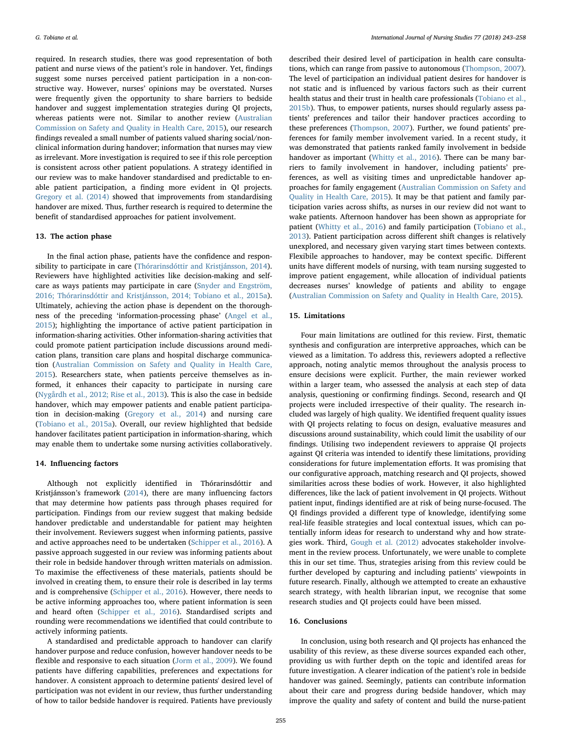required. In research studies, there was good representation of both patient and nurse views of the patient's role in handover. Yet, findings suggest some nurses perceived patient participation in a non-constructive way. However, nurses' opinions may be overstated. Nurses were frequently given the opportunity to share barriers to bedside handover and suggest implementation strategies during QI projects, whereas patients were not. Similar to another review (Australian Commission on Safety and Quality in Health Care, 2015), our research findings revealed a small number of patients valued sharing social/non-clinical information during handover; information that nurses may view as irrelevant. More investigation is required to see if this role perception is consistent across other patient populations. A strategy identified in our review was to make handover standardised and predictable to enable patient participation, a finding more evident in QI projects. Gregory et al. (2014) showed that improvements from standardising handover are mixed. Thus, further research is required to determine the benefit of standardised approaches for patient involvement.

## 13. The action phase

In the final action phase, patients have the confidence and responsibility to participate in care (Thórarinsdóttir and Kristjánsson, 2014). Reviewers have highlighted activities like decision-making and self-care as ways patients may participate in care (Snyder and Engström, 2016; Thórarinsdóttir and Kristjánsson, 2014; Tobiano et al., 2015a). Ultimately, achieving the action phase is dependent on the thoroughness of the preceding 'information-processing phase' (Angel et al., 2015); highlighting the importance of active patient participation in information-sharing activities. Other information-sharing activities that could promote patient participation include discussions around medication plans, transition care plans and hospital discharge communication (Australian Commission on Safety and Quality in Health Care, 2015). Researchers state, when patients perceive themselves as informed, it enhances their capacity to participate in nursing care (Nygårdh et al., 2012; Rise et al., 2013). This is also the case in bedside handover, which may empower patients and enable patient participation in decision-making (Gregory et al., 2014) and nursing care (Tobiano et al., 2015a). Overall, our review highlighted that bedside handover facilitates patient participation in information-sharing, which may enable them to undertake some nursing activities collaboratively.

## 14. Influencing factors

Although not explicitly identified in Thórarinsdóttir and Kristjánsson's framework (2014), there are many influencing factors that may determine how patients pass through phases required for participation. Findings from our review suggest that making bedside handover predictable and understandable for patient may heighten their involvement. Reviewers suggest when informing patients, passive and active approaches need to be undertaken (Schipper et al., 2016). A passive approach suggested in our review was informing patients about their role in bedside handover through written materials on admission. To maximise the effectiveness of these materials, patients should be involved in creating them, to ensure their role is described in lay terms and is comprehensive (Schipper et al., 2016). However, there needs to be active informing approaches too, where patient information is seen and heard often (Schipper et al., 2016). Standardised scripts and rounding were recommendations we identified that could contribute to actively informing patients.

A standardised and predictable approach to handover can clarify handover purpose and reduce confusion, however handover needs to be flexible and responsive to each situation (Jorm et al., 2009). We found patients have differing capabilities, preferences and expectations for handover. A consistent approach to determine patients' desired level of participation was not evident in our review, thus further understanding of how to tailor bedside handover is required. Patients have previously described their desired level of participation in health care consultations, which can range from passive to autonomous (Thompson, 2007). The level of participation an individual patient desires for handover is not static and is influenced by various factors such as their current health status and their trust in health care professionals (Tobiano et al., 2015b). Thus, to empower patients, nurses should regularly assess patients' preferences and tailor their handover practices according to these preferences (Thompson, 2007). Further, we found patients' preferences for family member involvement varied. In a recent study, it was demonstrated that patients ranked family involvement in bedside handover as important (Whitty et al., 2016). There can be many barriers to family involvement in handover, including patients' preferences, as well as visiting times and unpredictable handover approaches for family engagement (Australian Commission on Safety and Quality in Health Care, 2015). It may be that patient and family participation varies across shifts, as nurses in our review did not want to wake patients. Afternoon handover has been shown as appropriate for patient (Whitty et al., 2016) and family participation (Tobiano et al., 2013). Patient participation across different shift changes is relatively unexplored, and necessary given varying start times between contexts. Flexibile approaches to handover, may be context specific. Different units have different models of nursing, with team nursing suggested to improve patient engagement, while allocation of individual patients decreases nurses' knowledge of patients and ability to engage (Australian Commission on Safety and Quality in Health Care, 2015).

## 15. Limitations

Four main limitations are outlined for this review. First, thematic synthesis and configuration are interpretive approaches, which can be viewed as a limitation. To address this, reviewers adopted a reflective approach, noting analytic memos throughout the analysis process to ensure decisions were explicit. Further, the main reviewer worked within a larger team, who assessed the analysis at each step of data analysis, questioning or confirming findings. Second, research and QI projects were included irrespective of their quality. The research included was largely of high quality. We identified frequent quality issues with QI projects relating to focus on design, evaluative measures and discussions around sustainability, which could limit the usability of our findings. Utilising two independent reviewers to appraise QI projects against QI criteria was intended to identify these limitations, providing considerations for future implementation efforts. It was promising that our configurative approach, matching research and QI projects, showed similarities across these bodies of work. However, it also highlighted differences, like the lack of patient involvement in QI projects. Without patient input, findings identified are at risk of being nurse-focused. The QI findings provided a different type of knowledge, identifying some real-life feasible strategies and local contextual issues, which can potentially inform ideas for research to understand why and how strategies work. Third, Gough et al. (2012) advocates stakeholder involvement in the review process. Unfortunately, we were unable to complete this in our set time. Thus, strategies arising from this review could be further developed by capturing and including patients' viewpoints in future research. Finally, although we attempted to create an exhaustive search strategy, with health librarian input, we recognise that some research studies and QI projects could have been missed.

## 16. Conclusions

In conclusion, using both research and QI projects has enhanced the usability of this review, as these diverse sources expanded each other, providing us with further depth on the topic and identifed areas for future investigation. A clearer indication of the patient's role in bedside handover was gained. Seemingly, patients can contribute information about their care and progress during bedside handover, which may improve the quality and safety of content and build the nurse-patient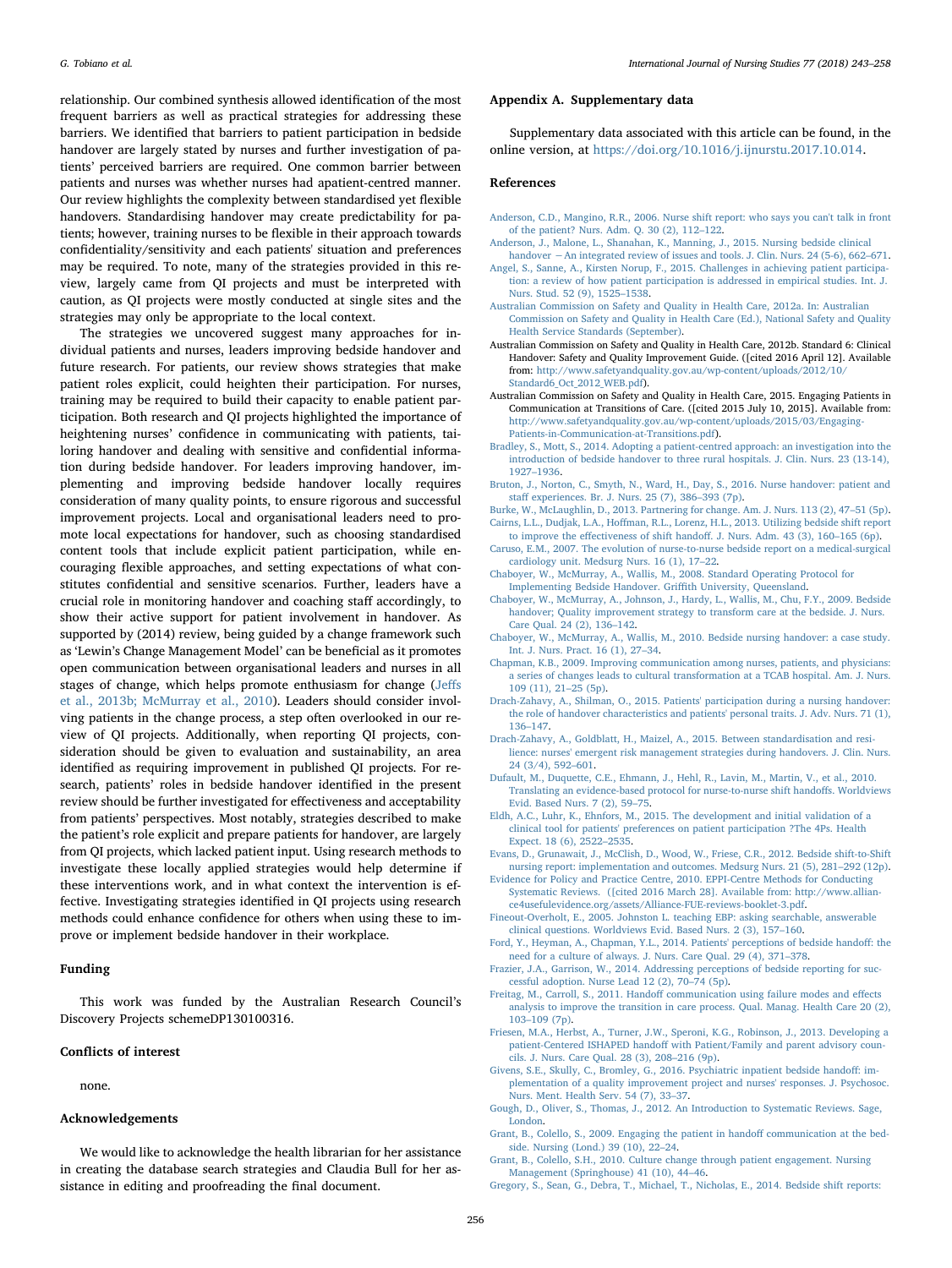relationship. Our combined synthesis allowed identification of the most frequent barriers as well as practical strategies for addressing these barriers. We identified that barriers to patient participation in bedside handover are largely stated by nurses and further investigation of patients' perceived barriers are required. One common barrier between patients and nurses was whether nurses had apatient-centred manner. Our review highlights the complexity between standardised yet flexible handovers. Standardising handover may create predictability for patients; however, training nurses to be flexible in their approach towards confidentiality/sensitivity and each patients' situation and preferences may be required. To note, many of the strategies provided in this review, largely came from QI projects and must be interpreted with caution, as QI projects were mostly conducted at single sites and the strategies may only be appropriate to the local context.

The strategies we uncovered suggest many approaches for individual patients and nurses, leaders improving bedside handover and future research. For patients, our review shows strategies that make patient roles explicit, could heighten their participation. For nurses, training may be required to build their capacity to enable patient participation. Both research and QI projects highlighted the importance of heightening nurses' confidence in communicating with patients, tailoring handover and dealing with sensitive and confidential information during bedside handover. For leaders improving handover, implementing and improving bedside handover locally requires consideration of many quality points, to ensure rigorous and successful improvement projects. Local and organisational leaders need to promote local expectations for handover, such as choosing standardised content tools that include explicit patient participation, while encouraging flexible approaches, and setting expectations of what constitutes confidential and sensitive scenarios. Further, leaders have a crucial role in monitoring handover and coaching staff accordingly, to show their active support for patient involvement in handover. As supported by (2014) review, being guided by a change framework such as 'Lewin's Change Management Model' can be beneficial as it promotes open communication between organisational leaders and nurses in all stages of change, which helps promote enthusiasm for change (Jeffs et al., 2013b; McMurray et al., 2010). Leaders should consider involving patients in the change process, a step often overlooked in our review of QI projects. Additionally, when reporting QI projects, consideration should be given to evaluation and sustainability, an area identified as requiring improvement in published QI projects. For research, patients' roles in bedside handover identified in the present review should be further investigated for effectiveness and acceptability from patients' perspectives. Most notably, strategies described to make the patient's role explicit and prepare patients for handover, are largely from QI projects, which lacked patient input. Using research methods to investigate these locally applied strategies would help determine if these interventions work, and in what context the intervention is effective. Investigating strategies identified in QI projects using research methods could enhance confidence for others when using these to improve or implement bedside handover in their workplace.

## Funding

This work was funded by the Australian Research Council's Discovery Projects schemeDP130100316.

## Conflicts of interest

none.

## Acknowledgements

We would like to acknowledge the health librarian for her assistance in creating the database search strategies and Claudia Bull for her assistance in editing and proofreading the final document.

## Appendix A. Supplementary data

Supplementary data associated with this article can be found, in the online version, at https://doi.org/10.1016/j.ijnurstu.2017.10.014.

## References

Anderson, C.D., Mangino, R.R., 2006. Nurse shift report: who says you can't talk in front of the patient? Nurs. Adm. Q. 30 (2), 112–122.

Anderson, J., Malone, L., Shanahan, K., Manning, J., 2015. Nursing bedside clinical handover − An integrated review of issues and tools. J. Clin. Nurs. 24 (5-6), 662–671.

Angel, S., Sanne, A., Kirsten Norup, F., 2015. Challenges in achieving patient participation: a review of how patient participation is addressed in empirical studies. Int. J. Nurs. Stud. 52 (9), 1525–1538.

Australian Commission on Safety and Quality in Health Care, 2012a. In: Australian Commission on Safety and Quality in Health Care (Ed.), National Safety and Quality Health Service Standards (September).

Australian Commission on Safety and Quality in Health Care, 2012b. Standard 6: Clinical Handover: Safety and Quality Improvement Guide. ([cited 2016 April 12]. Available from: http://www.safetyandquality.gov.au/wp-content/uploads/2012/10/Standard6_Oct_2012_WEB.pdf).

Australian Commission on Safety and Quality in Health Care, 2015. Engaging Patients in Communication at Transitions of Care. ([cited 2015 July 10, 2015]. Available from: http://www.safetyandquality.gov.au/wp-content/uploads/2015/03/Engaging-Patients-in-Communication-at-Transitions.pdf).

Bradley, S., Mott, S., 2014. Adopting a patient-centred approach: an investigation into the introduction of bedside handover to three rural hospitals. J. Clin. Nurs. 23 (13-14), 1927–1936.

Bruton, J., Norton, C., Smyth, N., Ward, H., Day, S., 2016. Nurse handover: patient and staff experiences. Br. J. Nurs. 25 (7), 386–393 (7p).

Burke, W., McLaughlin, D., 2013. Partnering for change. Am. J. Nurs. 113 (2), 47–51 (5p).

Cairns, L.L., Dudjak, L.A., Hoffman, R.L., Lorenz, H.L., 2013. Utilizing bedside shift report to improve the effectiveness of shift handoff. J. Nurs. Adm. 43 (3), 160–165 (6p).

Caruso, E.M., 2007. The evolution of nurse-to-nurse bedside report on a medical-surgical cardiology unit. Medsurg Nurs. 16 (1), 17–22.

Chaboyer, W., McMurray, A., Wallis, M., 2008. Standard Operating Protocol for Implementing Bedside Handover. Griffith University, Queensland.

Chaboyer, W., McMurray, A., Johnson, J., Hardy, L., Wallis, M., Chu, F.Y., 2009. Bedside handover; Quality improvement strategy to transform care at the bedside. J. Nurs. Care Qual. 24 (2), 136–142.

Chaboyer, W., McMurray, A., Wallis, M., 2010. Bedside nursing handover: a case study. Int. J. Nurs. Pract. 16 (1), 27–34.

Chapman, K.B., 2009. Improving communication among nurses, patients, and physicians: a series of changes leads to cultural transformation at a TCAB hospital. Am. J. Nurs. 109 (11), 21–25 (5p).

Drach-Zahavy, A., Shilman, O., 2015. Patients' participation during a nursing handover: the role of handover characteristics and patients' personal traits. J. Adv. Nurs. 71 (1), 136–147.

Drach-Zahavy, A., Goldblatt, H., Maizel, A., 2015. Between standardisation and resilience: nurses' emergent risk management strategies during handovers. J. Clin. Nurs. 24 (3/4), 592–601.

Dufault, M., Duquette, C.E., Ehmann, J., Hehl, R., Lavin, M., Martin, V., et al., 2010. Translating an evidence-based protocol for nurse-to-nurse shift handoffs. Worldviews Evid. Based Nurs. 7 (2), 59–75.

Eldh, A.C., Luhr, K., Ehnfors, M., 2015. The development and initial validation of a clinical tool for patients' preferences on patient participation ?The 4Ps. Health Expect. 18 (6), 2522–2535.

Evans, D., Grunawait, J., McClish, D., Wood, W., Friese, C.R., 2012. Bedside shift-to-Shift nursing report: implementation and outcomes. Medsurg Nurs. 21 (5), 281–292 (12p).

Evidence for Policy and Practice Centre, 2010. EPPI-Centre Methods for Conducting Systematic Reviews. ([cited 2016 March 28]. Available from: http://www.alliance4usefulevidence.org/assets/Alliance-FUE-reviews-booklet-3.pdf.

Fineout-Overholt, E., 2005. Johnston L. teaching EBP: asking searchable, answerable clinical questions. Worldviews Evid. Based Nurs. 2 (3), 157–160.

Ford, Y., Heyman, A., Chapman, Y.L., 2014. Patients' perceptions of bedside handoff: the need for a culture of always. J. Nurs. Care Qual. 29 (4), 371–378.

Frazier, J.A., Garrison, W., 2014. Addressing perceptions of bedside reporting for successful adoption. Nurse Lead 12 (2), 70–74 (5p).

Freitag, M., Carroll, S., 2011. Handoff communication using failure modes and effects analysis to improve the transition in care process. Qual. Manag. Health Care 20 (2), 103–109 (7p).

Friesen, M.A., Herbst, A., Turner, J.W., Speroni, K.G., Robinson, J., 2013. Developing a patient-Centered ISHAPED handoff with Patient/Family and parent advisory councils. J. Nurs. Care Qual. 28 (3), 208–216 (9p).

Givens, S.E., Skully, C., Bromley, G., 2016. Psychiatric inpatient bedside handoff: implementation of a quality improvement project and nurses' responses. J. Psychosoc. Nurs. Ment. Health Serv. 54 (7), 33–37.

Gough, D., Oliver, S., Thomas, J., 2012. An Introduction to Systematic Reviews. Sage, London.

Grant, B., Colello, S., 2009. Engaging the patient in handoff communication at the bedside. Nursing (Lond.) 39 (10), 22–24.

Grant, B., Colello, S.H., 2010. Culture change through patient engagement. Nursing Management (Springhouse) 41 (10), 44–46.

Gregory, S., Sean, G., Debra, T., Michael, T., Nicholas, E., 2014. Bedside shift reports: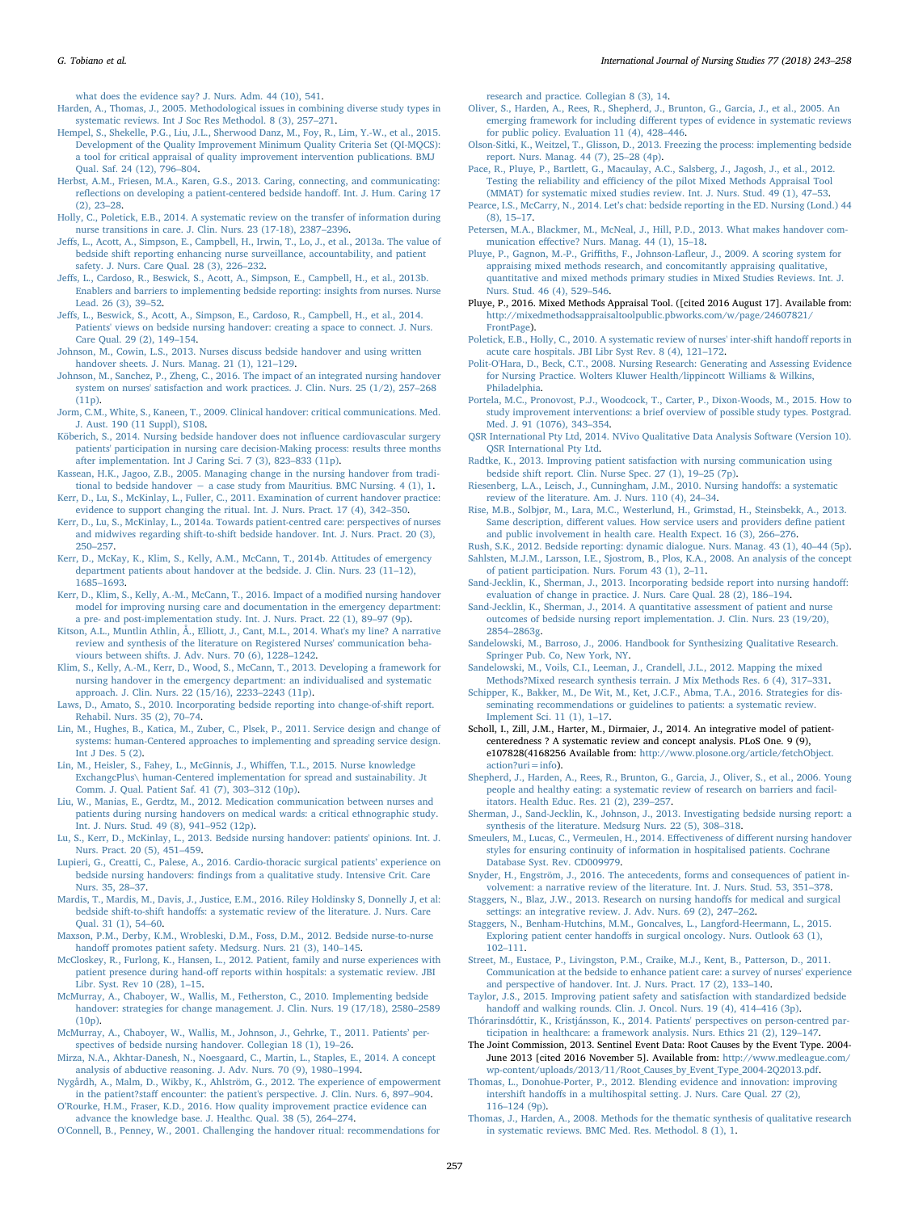what does the evidence say? J. Nurs. Adm. 44 (10), 541.

Harden, A., Thomas, J., 2005. Methodological issues in combining diverse study types in systematic reviews. Int J Soc Res Methodol. 8 (3), 257–271.

Hempel, S., Shekelle, P.G., Liu, J.L., Sherwood Danz, M., Foy, R., Lim, Y.-W., et al., 2015. Development of the Quality Improvement Minimum Quality Criteria Set (QI-MQCS): a tool for critical appraisal of quality improvement intervention publications. BMJ Qual. Saf. 24 (12), 796–804.

Herbst, A.M., Friesen, M.A., Karen, G.S., 2013. Caring, connecting, and communicating: reflections on developing a patient-centered bedside handoff. Int. J. Hum. Caring 17 (2), 23–28.

Holly, C., Poletick, E.B., 2014. A systematic review on the transfer of information during nurse transitions in care. J. Clin. Nurs. 23 (17-18), 2387–2396.

Jeffs, L., Acott, A., Simpson, E., Campbell, H., Irwin, T., Lo, J., et al., 2013a. The value of bedside shift reporting enhancing nurse surveillance, accountability, and patient safety. J. Nurs. Care Qual. 28 (3), 226–232.

Jeffs, L., Cardoso, R., Beswick, S., Acott, A., Simpson, E., Campbell, H., et al., 2013b. Enablers and barriers to implementing bedside reporting: insights from nurses. Nurse Lead. 26 (3), 39–52.

Jeffs, L., Beswick, S., Acott, A., Simpson, E., Cardoso, R., Campbell, H., et al., 2014. Patients' views on bedside nursing handover: creating a space to connect. J. Nurs. Care Qual. 29 (2), 149–154.

Johnson, M., Cowin, L.S., 2013. Nurses discuss bedside handover and using written handover sheets. J. Nurs. Manag. 21 (1), 121–129.

Johnson, M., Sanchez, P., Zheng, C., 2016. The impact of an integrated nursing handover system on nurses' satisfaction and work practices. J. Clin. Nurs. 25 (1/2), 257–268 (11p).

Jorm, C.M., White, S., Kaneen, T., 2009. Clinical handover: critical communications. Med. J. Aust. 190 (11 Suppl), S108.

Köberich, S., 2014. Nursing bedside handover does not influence cardiovascular surgery patients' participation in nursing care decision-Making process: results three months after implementation. Int J Caring Sci. 7 (3), 823–833 (11p).

Kassean, H.K., Jagoo, Z.B., 2005. Managing change in the nursing handover from traditional to bedside handover — a case study from Mauritius. BMC Nursing. 4 (1), 1.

Kerr, D., Lu, S., McKinlay, L., Fuller, C., 2011. Examination of current handover practice: evidence to support changing the ritual. Int. J. Nurs. Pract. 17 (4), 342–350.

Kerr, D., Lu, S., McKinlay, L., 2014a. Towards patient-centred care: perspectives of nurses and midwives regarding shift-to-shift bedside handover. Int. J. Nurs. Pract. 20 (3), 250–257.

Kerr, D., McKay, K., Klim, S., Kelly, A.M., McCann, T., 2014b. Attitudes of emergency department patients about handover at the bedside. J. Clin. Nurs. 23 (11–12), 1685–1693.

Kerr, D., Klim, S., Kelly, A.-M., McCann, T., 2016. Impact of a modified nursing handover model for improving nursing care and documentation in the emergency department: a pre- and post-implementation study. Int. J. Nurs. Pract. 22 (1), 89–97 (9p).

Kitson, A.L., Muntlin Athlin, Å., Elliott, J., Cant, M.L., 2014. What's my line? A narrative review and synthesis of the literature on Registered Nurses' communication behaviours between shifts. J. Adv. Nurs. 70 (6), 1228–1242.

Klim, S., Kelly, A.-M., Kerr, D., Wood, S., McCann, T., 2013. Developing a framework for nursing handover in the emergency department: an individualised and systematic approach. J. Clin. Nurs. 22 (15/16), 2233–2243 (11p).

Laws, D., Amato, S., 2010. Incorporating bedside reporting into change-of-shift report. Rehabil. Nurs. 35 (2), 70–74.

Lin, M., Hughes, B., Katica, M., Zuber, C., Plsek, P., 2011. Service design and change of systems: human-Centered approaches to implementing and spreading service design. Int J Des. 5 (2).

Lin, M., Heisler, S., Fahey, L., McGinnis, J., Whiffen, T.L., 2015. Nurse knowledge ExchangePlus\ human-Centered implementation for spread and sustainability. Jt Comm. J. Qual. Patient Saf. 41 (7), 303–312 (10p).

Liu, W., Manias, E., Gerdtz, M., 2012. Medication communication between nurses and patients during nursing handovers on medical wards: a critical ethnographic study. Int. J. Nurs. Stud. 49 (8), 941–952 (12p).

Lu, S., Kerr, D., McKinlay, L., 2013. Bedside nursing handover: patients' opinions. Int. J. Nurs. Pract. 20 (5), 451–459.

Lupieri, G., Creatti, C., Palese, A., 2016. Cardio-thoracic surgical patients' experience on bedside nursing handovers: findings from a qualitative study. Intensive Crit. Care Nurs. 35, 28–37.

Mardis, T., Mardis, M., Davis, J., Justice, E.M., 2016. Riley Holdinsky S, Donnelly J et al: bedside shift-to-shift handoffs: a systematic review of the literature. J. Nurs. Care Qual. 31 (1), 54–60.

Maxson, P.M., Derby, K.M., Wrobleski, D.M., Foss, D.M., 2012. Bedside nurse-to-nurse handoff promotes patient safety. Medsurg. Nurs. 21 (3), 140–145.

McCloskey, R., Furlong, K., Hansen, L., 2012. Patient, family and nurse experiences with patient presence during hand-off reports within hospitals: a systematic review. JBI Libr. Syst. Rev 10 (28), 1–15.

McMurray, A., Chaboyer, W., Wallis, M., Fetherston, C., 2010. Implementing bedside handover: strategies for change management. J. Clin. Nurs. 19 (17/18), 2580–2589 (10p).

McMurray, A., Chaboyer, W., Wallis, M., Johnson, J., Gehrke, T., 2011. Patients' perspectives of bedside nursing handover. Collegian 18 (1), 19–26.

Mirza, N.A., Akhtar-Danesh, N., Noesgaard, C., Martin, L., Staples, E., 2014. A concept analysis of abductive reasoning. J. Adv. Nurs. 70 (9), 1980–1994.

Nygårdh, A., Malm, D., Wikby, K., Ahlström, G., 2012. The experience of empowerment in the patient?staff encounter: the patient's perspective. J. Clin. Nurs. 6, 897–904.

O'Rourke, H.M., Fraser, K.D., 2016. How quality improvement practice evidence can advance the knowledge base. J. Healthc. Qual. 38 (5), 264–274.

O'Connell, B., Penney, W., 2001. Challenging the handover ritual: recommendations for research and practice. Collegian 8 (3), 14.

Oliver, S., Harden, A., Rees, R., Shepherd, J., Brunton, G., Garcia, J., et al., 2005. An emerging framework for including different types of evidence in systematic reviews for public policy. Evaluation 11 (4), 428–446.

Olson-Sitki, K., Weitzel, T., Glisson, D., 2013. Freezing the process: implementing bedside report. Nurs. Manag. 44 (7), 25–28 (4p).

Pace, R., Pluye, P., Bartlett, G., Macaulay, A.C., Salsberg, J., Jagosh, J., et al., 2012. Testing the reliability and efficiency of the pilot Mixed Methods Appraisal Tool (MMAT) for systematic mixed studies review. Int. J. Nurs. Stud. 49 (1), 47–53.

Pearce, I.S., McCarry, N., 2014. Let's chat: bedside reporting in the ED. Nursing (Lond.) 44 (8), 15–17.

Petersen, M.A., Blackmer, M., McNeal, J., Hill, P.D., 2013. What makes handover communication effective? Nurs. Manag. 44 (1), 15–18.

Pluye, P., Gagnon, M.-P., Griffiths, F., Johnson-Lafleur, J., 2009. A scoring system for appraising mixed methods research, and concomitantly appraising qualitative, quantitative and mixed methods primary studies in Mixed Studies Reviews. Int. J. Nurs. Stud. 46 (4), 529–546.

Pluye, P., 2016. Mixed Methods Appraisal Tool. ([cited 2016 August 17]. Available from: http://mixedmethodsappraisaltoolpublic.pbworks.com/w/page/24607821/FrontPage).

Poletick, E.B., Holly, C., 2010. A systematic review of nurses' inter-shift handoff reports in acute care hospitals. JBI Libr Syst Rev. 8 (4), 121–172.

Polit-O'Hara, D., Beck, C.T., 2008. Nursing Research: Generating and Assessing Evidence for Nursing Practice. Wolters Kluwer Health/lippincott Williams & Wilkins, Philadelphia.

Portela, M.C., Pronovost, P.J., Woodcock, T., Carter, P., Dixon-Woods, M., 2015. How to study improvement interventions: a brief overview of possible study types. Postgrad. Med. J. 91 (1076), 343–354.

QSR International Pty Ltd, 2014. NVivo Qualitative Data Analysis Software (Version 10). QSR International Pty Ltd.

Radtke, K., 2013. Improving patient satisfaction with nursing communication using bedside shift report. Clin. Nurse Spec. 27 (1), 19–25 (7p).

Riesenberg, L.A., Leisch, J., Cunningham, J.M., 2010. Nursing handoffs: a systematic review of the literature. Am. J. Nurs. 110 (4), 24–34.

Rise, M.B., Solbjør, M., Lara, M.C., Westerlund, H., Grimstad, H., Steinsbekk, A., 2013. Same description, different values. How service users and providers define patient and public involvement in health care. Health Expect. 16 (3), 266–276.

Rush, S.K., 2012. Bedside reporting: dynamic dialogue. Nurs. Manag. 43 (1), 40–44 (5p).

Sahlsten, M.J.M., Larsson, I.E., Sjostrom, B., Plos, K.A., 2008. An analysis of the concept of patient participation. Nurs. Forum 43 (1), 2–11.

Sand-Jecklin, K., Sherman, J., 2013. Incorporating bedside report into nursing handoff: evaluation of change in practice. J. Nurs. Care Qual. 28 (2), 186–194.

Sand-Jecklin, K., Sherman, J., 2014. A quantitative assessment of patient and nurse outcomes of bedside nursing report implementation. J. Clin. Nurs. 23 (19/20), 2854–2863g.

Sandelowski, M., Barroso, J., 2006. Handbook for Synthesizing Qualitative Research. Springer Pub. Co, New York, NY.

Sandelowski, M., Voils, C.I., Leeman, J., Crandell, J.L., 2012. Mapping the mixed Methods?Mixed research synthesis terrain. J Mix Methods Res. 6 (4), 317–331.

Schipper, K., Bakker, M., De Wit, M., Ket, J.C.F., Abma, T.A., 2016. Strategies for disseminating recommendations or guidelines to patients: a systematic review. Implement Sci. 11 (1), 1–17.

Scholl, I., Zill, J.M., Harter, M., Dirmaier, J., 2014. An integrative model of patient-centeredness ? A systematic review and concept analysis. PLoS One. 9 (9), e107828(4168256 Available from: http://www.plosone.org/article/fetchObject.action?uri=info).

Shepherd, J., Harden, A., Rees, R., Brunton, G., Garcia, J., Oliver, S., et al., 2006. Young people and healthy eating: a systematic review of research on barriers and facilitators. Health Educ. Res. 21 (2), 239–257.

Sherman, J., Sand-Jecklin, K., Johnson, J., 2013. Investigating bedside nursing report: a synthesis of the literature. Medsurg Nurs. 22 (5), 308–318.

Smeulers, M., Lucas, C., Vermeulen, H., 2014. Effectiveness of different nursing handover styles for ensuring continuity of information in hospitalised patients. Cochrane Database Syst. Rev. CD009979.

Snyder, H., Engström, J., 2016. The antecedents, forms and consequences of patient involvement: a narrative review of the literature. Int. J. Nurs. Stud. 53, 351–378.

Staggers, N., Blaz, J.W., 2013. Research on nursing handoffs for medical and surgical settings: an integrative review. J. Adv. Nurs. 69 (2), 247–262.

Staggers, N., Benham-Hutchins, M.M., Goncalves, L., Langford-Heermann, L., 2015. Exploring patient center handoffs in surgical oncology. Nurs. Outlook 63 (1), 102–111.

Street, M., Eustace, P., Livingston, P.M., Craike, M.J., Kent, B., Patterson, D., 2011. Communication at the bedside to enhance patient care: a survey of nurses' experience and perspective of handover. Int. J. Nurs. Pract. 17 (2), 133–140.

Taylor, J.S., 2015. Improving patient safety and satisfaction with standardized bedside handoff and walking rounds. Clin. J. Oncol. Nurs. 19 (4), 414–416 (3p).

Thórarinsdóttir, K., Kristjánsson, K., 2014. Patients' perspectives on person-centred participation in healthcare: a framework analysis. Nurs. Ethics 21 (2), 129–147.

The Joint Commission, 2013. Sentinel Event Data: Root Causes by the Event Type. 2004-June 2013 [cited 2016 November 5]. Available from: http://www.medleague.com/wp-content/uploads/2013/11/Root_Causes_by_Event_Type_2004-2Q2013.pdf.

Thomas, L., Donohue-Porter, P., 2012. Blending evidence and innovation: improving intershift handoffs in a multihospital setting. J. Nurs. Care Qual. 27 (2), 116–124 (9p).

Thomas, J., Harden, A., 2008. Methods for the thematic synthesis of qualitative research in systematic reviews. BMC Med. Res. Methodol. 8 (1), 1.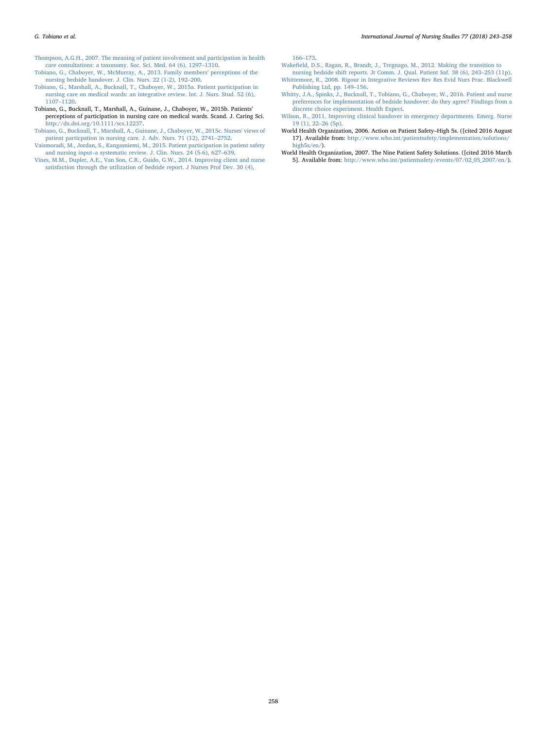Thompson, A.G.H., 2007. The meaning of patient involvement and participation in health care consultations: a taxonomy. Soc. Sci. Med. 64 (6), 1297–1310.

Tobiano, G., Chaboyer, W., McMurray, A., 2013. Family members' perceptions of the nursing bedside handover. J. Clin. Nurs. 22 (1-2), 192–200.

Tobiano, G., Marshall, A., Bucknall, T., Chaboyer, W., 2015a. Patient participation in nursing care on medical wards: an integrative review. Int. J. Nurs. Stud. 52 (6), 1107–1120.

Tobiano, G., Bucknall, T., Marshall, A., Guinane, J., Chaboyer, W., 2015b. Patients' perceptions of participation in nursing care on medical wards. Scand. J. Caring Sci. http://dx.doi.org/10.1111/scs.12237.

Tobiano, G., Bucknall, T., Marshall, A., Guinane, J., Chaboyer, W., 2015c. Nurses' views of patient particpation in nursing care. J. Adv. Nurs. 71 (12), 2741–2752.

Vaismoradi, M., Jordan, S., Kangasniemi, M., 2015. Patient participation in patient safety and nursing input–a systematic review. J. Clin. Nurs. 24 (5-6), 627–639.

Vines, M.M., Dupler, A.E., Van Son, C.R., Guido, G.W., 2014. Improving client and nurse satisfaction through the utilization of bedside report. J Nurses Prof Dev. 30 (4), 166–173.

Wakefield, D.S., Ragan, R., Brandt, J., Tregnago, M., 2012. Making the transition to nursing bedside shift reports. Jt Comm. J. Qual. Patient Saf. 38 (6), 243–253 (11p).

Whittemore, R., 2008. Rigour in Integrative Reviews Rev Res Evid Nurs Prac. Blackwell Publishing Ltd, pp. 149–156.

Whitty, J.A., Spinks, J., Bucknall, T., Tobiano, G., Chaboyer, W., 2016. Patient and nurse preferences for implementation of bedside handover: do they agree? Findings from a discrete choice experiment. Health Expect.

Wilson, R., 2011. Improving clinical handover in emergency departments. Emerg. Nurse 19 (1), 22–26 (5p).

World Health Organization, 2006. Action on Patient Safety–High 5s. ([cited 2016 August 17]. Available from: http://www.who.int/patientsafety/implementation/solutions/high5s/en/).

World Health Organization, 2007. The Nine Patient Safety Solutions. ([cited 2016 March 5]. Available from: http://www.who.int/patientsafety/events/07/02_05_2007/en/).